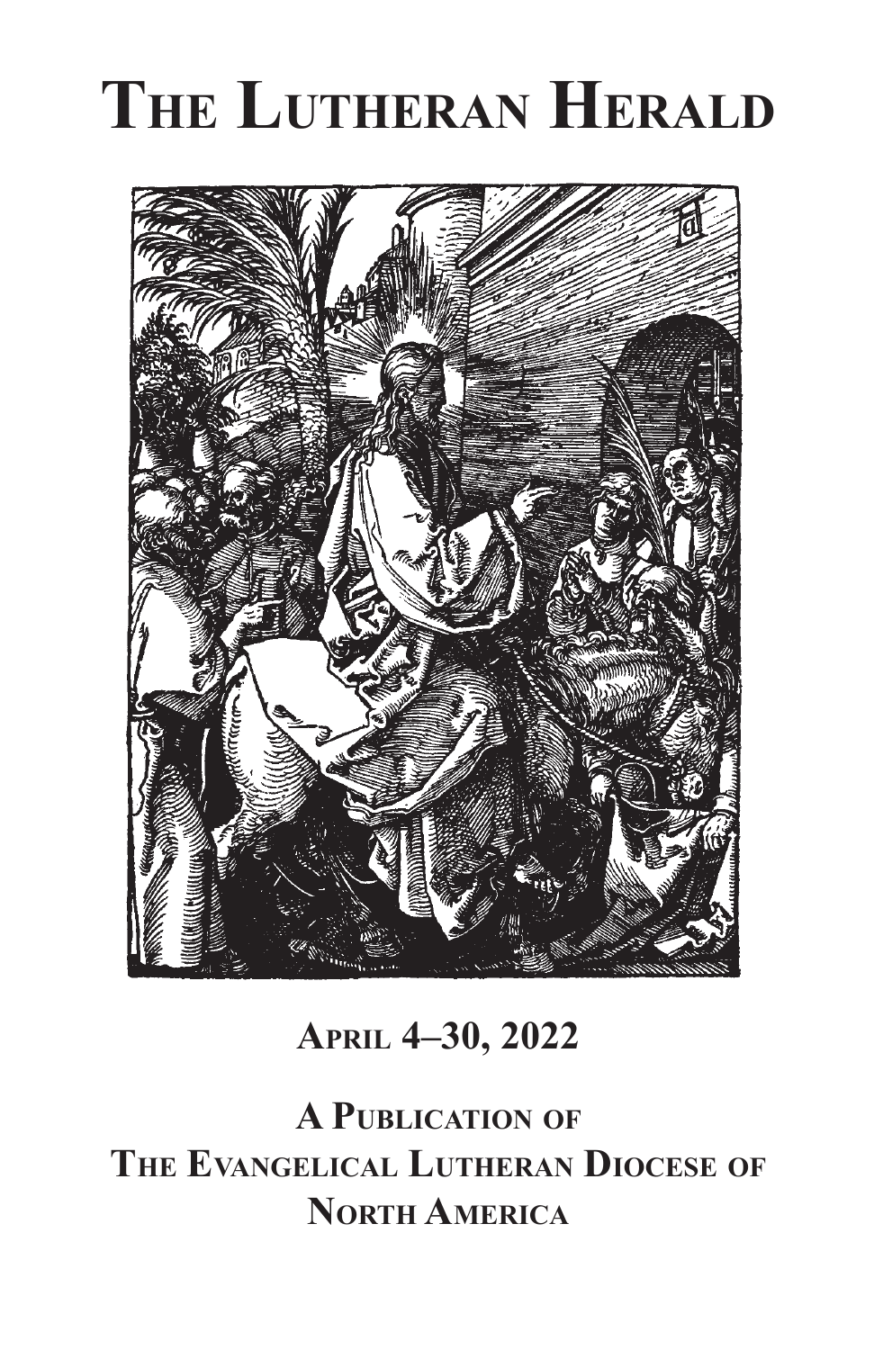# The Lutheran Herald

**April 4–30, 2022**

**A Publication of**
**The Evangelical Lutheran Diocese of North America**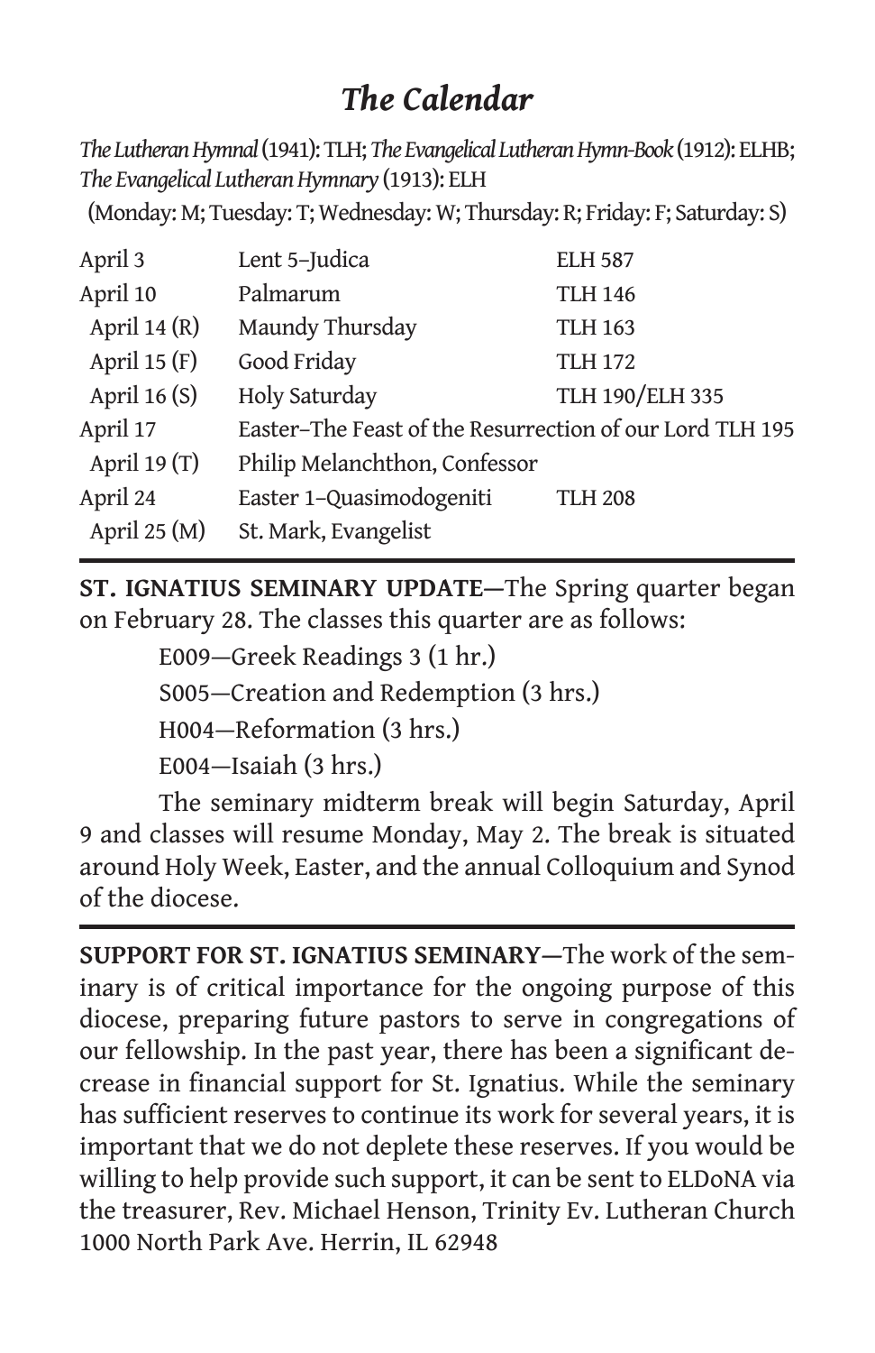# *The Calendar*

*The Lutheran Hymnal* (1941): TLH; *The Evangelical Lutheran Hymn-Book* (1912): ELHB; *The Evangelical Lutheran Hymnary* (1913): ELH

(Monday: M; Tuesday: T; Wednesday: W; Thursday: R; Friday: F; Saturday: S)

| | | |
|---|---|---|
| April 3 | Lent 5–Judica | ELH 587 |
| April 10 | Palmarum | TLH 146 |
| April 14 (R) | Maundy Thursday | TLH 163 |
| April 15 (F) | Good Friday | TLH 172 |
| April 16 (S) | Holy Saturday | TLH 190/ELH 335 |
| April 17 | Easter–The Feast of the Resurrection of our Lord | TLH 195 |
| April 19 (T) | Philip Melanchthon, Confessor | |
| April 24 | Easter 1–Quasimodogeniti | TLH 208 |
| April 25 (M) | St. Mark, Evangelist | |

---

**ST. IGNATIUS SEMINARY UPDATE—**The Spring quarter began on February 28. The classes this quarter are as follows:

E009—Greek Readings 3 (1 hr.)

S005—Creation and Redemption (3 hrs.)

H004—Reformation (3 hrs.)

E004—Isaiah (3 hrs.)

The seminary midterm break will begin Saturday, April 9 and classes will resume Monday, May 2. The break is situated around Holy Week, Easter, and the annual Colloquium and Synod of the diocese.

---

**SUPPORT FOR ST. IGNATIUS SEMINARY—**The work of the seminary is of critical importance for the ongoing purpose of this diocese, preparing future pastors to serve in congregations of our fellowship. In the past year, there has been a significant decrease in financial support for St. Ignatius. While the seminary has sufficient reserves to continue its work for several years, it is important that we do not deplete these reserves. If you would be willing to help provide such support, it can be sent to ELDoNA via the treasurer, Rev. Michael Henson, Trinity Ev. Lutheran Church 1000 North Park Ave. Herrin, IL 62948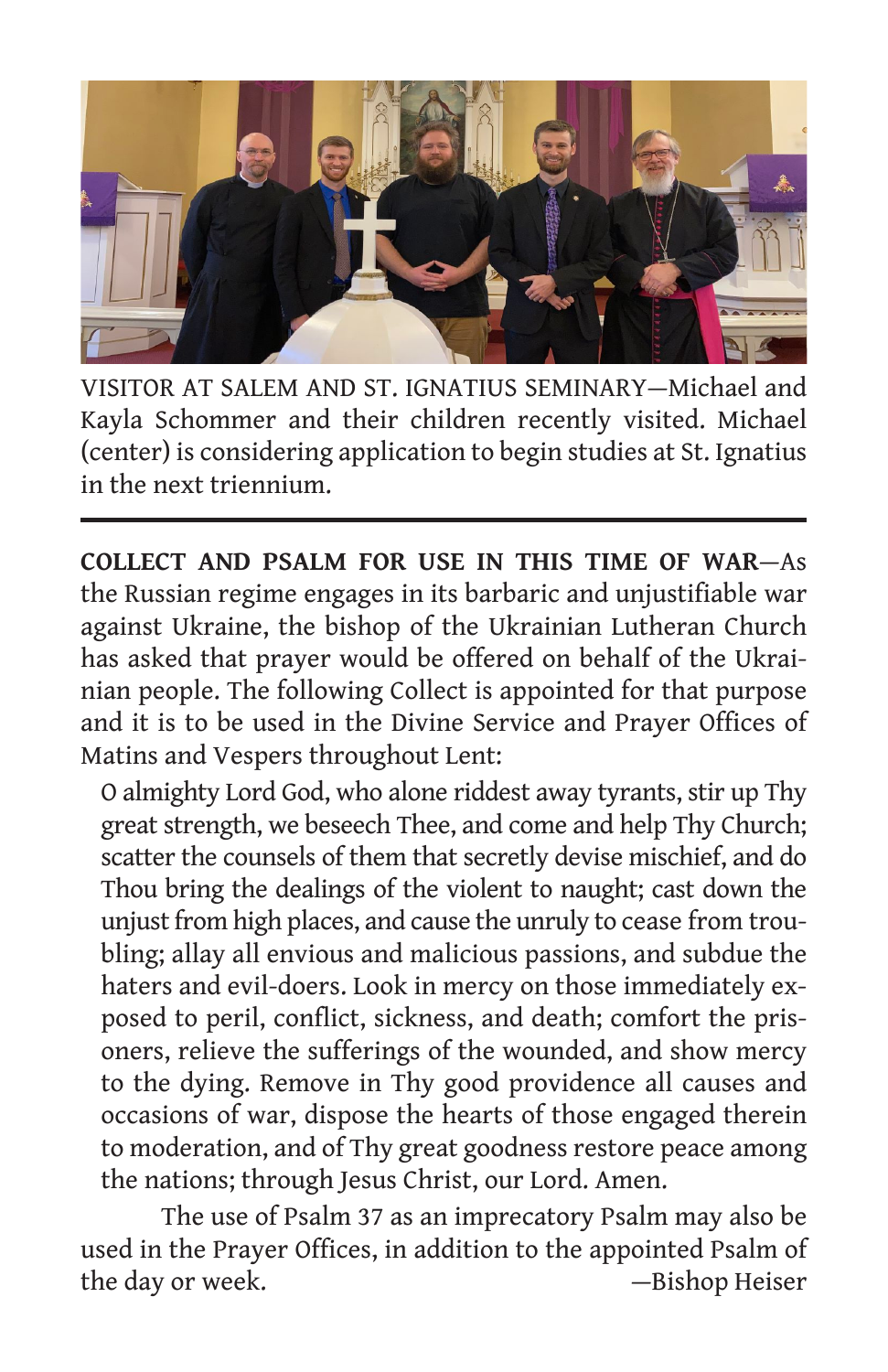VISITOR AT SALEM AND ST. IGNATIUS SEMINARY—Michael and Kayla Schommer and their children recently visited. Michael (center) is considering application to begin studies at St. Ignatius in the next triennium.

---

**COLLECT AND PSALM FOR USE IN THIS TIME OF WAR**—As the Russian regime engages in its barbaric and unjustifiable war against Ukraine, the bishop of the Ukrainian Lutheran Church has asked that prayer would be offered on behalf of the Ukrainian people. The following Collect is appointed for that purpose and it is to be used in the Divine Service and Prayer Offices of Matins and Vespers throughout Lent:

> O almighty Lord God, who alone riddest away tyrants, stir up Thy great strength, we beseech Thee, and come and help Thy Church; scatter the counsels of them that secretly devise mischief, and do Thou bring the dealings of the violent to naught; cast down the unjust from high places, and cause the unruly to cease from troubling; allay all envious and malicious passions, and subdue the haters and evil-doers. Look in mercy on those immediately exposed to peril, conflict, sickness, and death; comfort the prisoners, relieve the sufferings of the wounded, and show mercy to the dying. Remove in Thy good providence all causes and occasions of war, dispose the hearts of those engaged therein to moderation, and of Thy great goodness restore peace among the nations; through Jesus Christ, our Lord. Amen.

The use of Psalm 37 as an imprecatory Psalm may also be used in the Prayer Offices, in addition to the appointed Psalm of the day or week.

—Bishop Heiser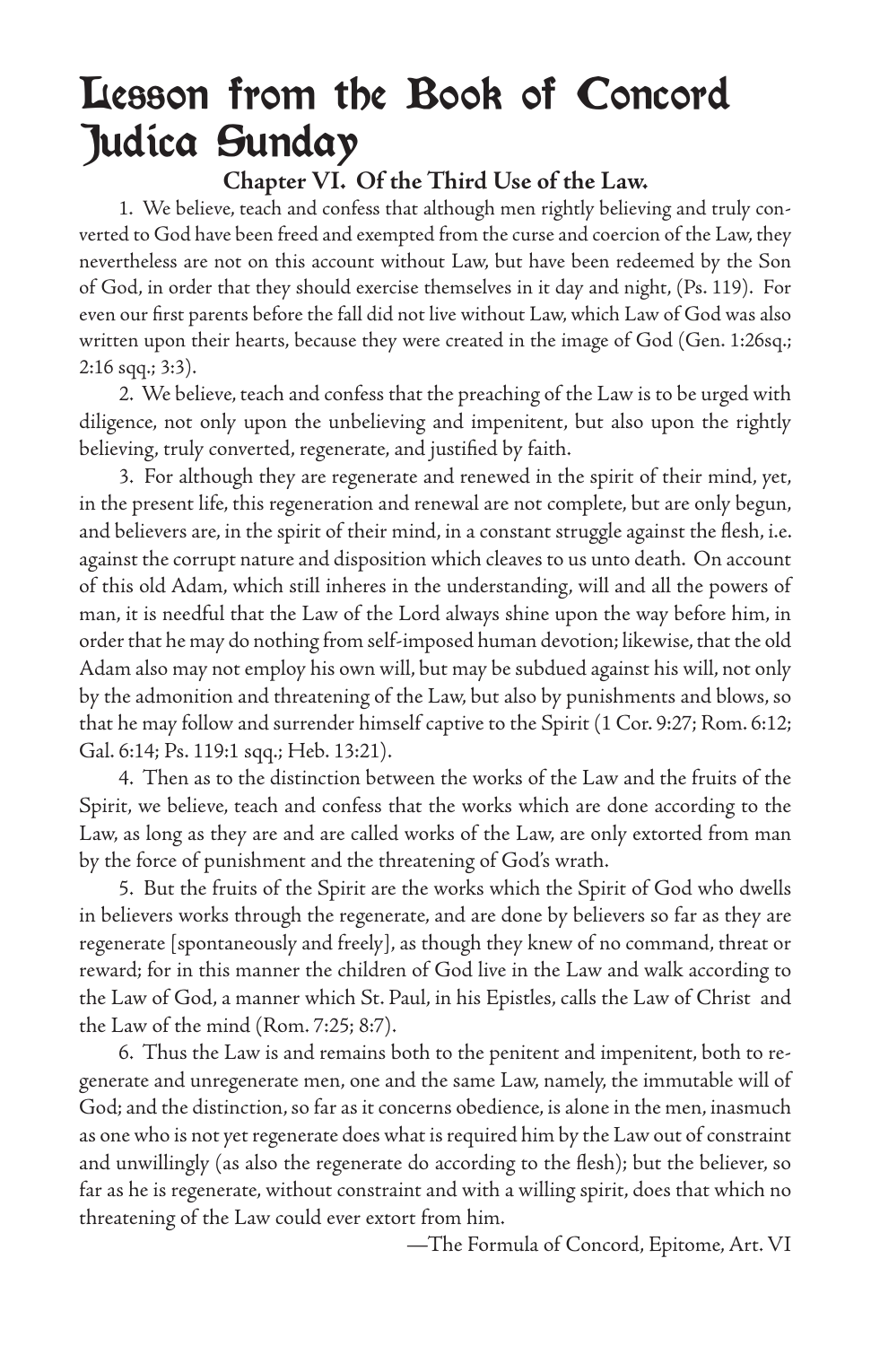# Lesson from the Book of Concord
# Judica Sunday

### Chapter VI. Of the Third Use of the Law.

1. We believe, teach and confess that although men rightly believing and truly converted to God have been freed and exempted from the curse and coercion of the Law, they nevertheless are not on this account without Law, but have been redeemed by the Son of God, in order that they should exercise themselves in it day and night, (Ps. 119). For even our first parents before the fall did not live without Law, which Law of God was also written upon their hearts, because they were created in the image of God (Gen. 1:26sq.; 2:16 sqq.; 3:3).

2. We believe, teach and confess that the preaching of the Law is to be urged with diligence, not only upon the unbelieving and impenitent, but also upon the rightly believing, truly converted, regenerate, and justified by faith.

3. For although they are regenerate and renewed in the spirit of their mind, yet, in the present life, this regeneration and renewal are not complete, but are only begun, and believers are, in the spirit of their mind, in a constant struggle against the flesh, i.e. against the corrupt nature and disposition which cleaves to us unto death. On account of this old Adam, which still inheres in the understanding, will and all the powers of man, it is needful that the Law of the Lord always shine upon the way before him, in order that he may do nothing from self-imposed human devotion; likewise, that the old Adam also may not employ his own will, but may be subdued against his will, not only by the admonition and threatening of the Law, but also by punishments and blows, so that he may follow and surrender himself captive to the Spirit (1 Cor. 9:27; Rom. 6:12; Gal. 6:14; Ps. 119:1 sqq.; Heb. 13:21).

4. Then as to the distinction between the works of the Law and the fruits of the Spirit, we believe, teach and confess that the works which are done according to the Law, as long as they are and are called works of the Law, are only extorted from man by the force of punishment and the threatening of God's wrath.

5. But the fruits of the Spirit are the works which the Spirit of God who dwells in believers works through the regenerate, and are done by believers so far as they are regenerate [spontaneously and freely], as though they knew of no command, threat or reward; for in this manner the children of God live in the Law and walk according to the Law of God, a manner which St. Paul, in his Epistles, calls the Law of Christ and the Law of the mind (Rom. 7:25; 8:7).

6. Thus the Law is and remains both to the penitent and impenitent, both to regenerate and unregenerate men, one and the same Law, namely, the immutable will of God; and the distinction, so far as it concerns obedience, is alone in the men, inasmuch as one who is not yet regenerate does what is required him by the Law out of constraint and unwillingly (as also the regenerate do according to the flesh); but the believer, so far as he is regenerate, without constraint and with a willing spirit, does that which no threatening of the Law could ever extort from him.

—The Formula of Concord, Epitome, Art. VI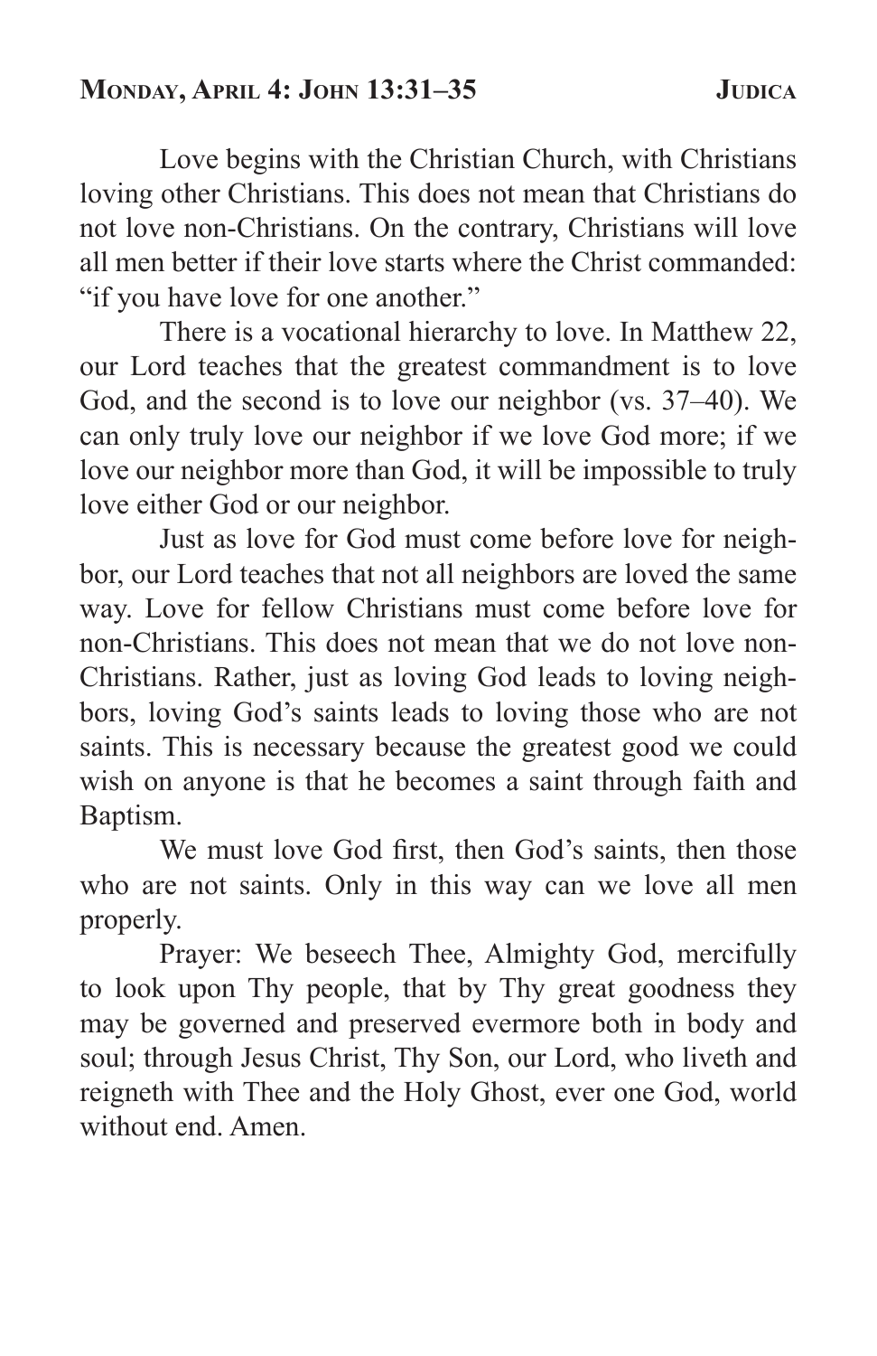## Monday, April 4: John 13:31–35

Love begins with the Christian Church, with Christians loving other Christians. This does not mean that Christians do not love non-Christians. On the contrary, Christians will love all men better if their love starts where the Christ commanded: "if you have love for one another."

There is a vocational hierarchy to love. In Matthew 22, our Lord teaches that the greatest commandment is to love God, and the second is to love our neighbor (vs. 37–40). We can only truly love our neighbor if we love God more; if we love our neighbor more than God, it will be impossible to truly love either God or our neighbor.

Just as love for God must come before love for neighbor, our Lord teaches that not all neighbors are loved the same way. Love for fellow Christians must come before love for non-Christians. This does not mean that we do not love non-Christians. Rather, just as loving God leads to loving neighbors, loving God's saints leads to loving those who are not saints. This is necessary because the greatest good we could wish on anyone is that he becomes a saint through faith and Baptism.

We must love God first, then God's saints, then those who are not saints. Only in this way can we love all men properly.

Prayer: We beseech Thee, Almighty God, mercifully to look upon Thy people, that by Thy great goodness they may be governed and preserved evermore both in body and soul; through Jesus Christ, Thy Son, our Lord, who liveth and reigneth with Thee and the Holy Ghost, ever one God, world without end. Amen.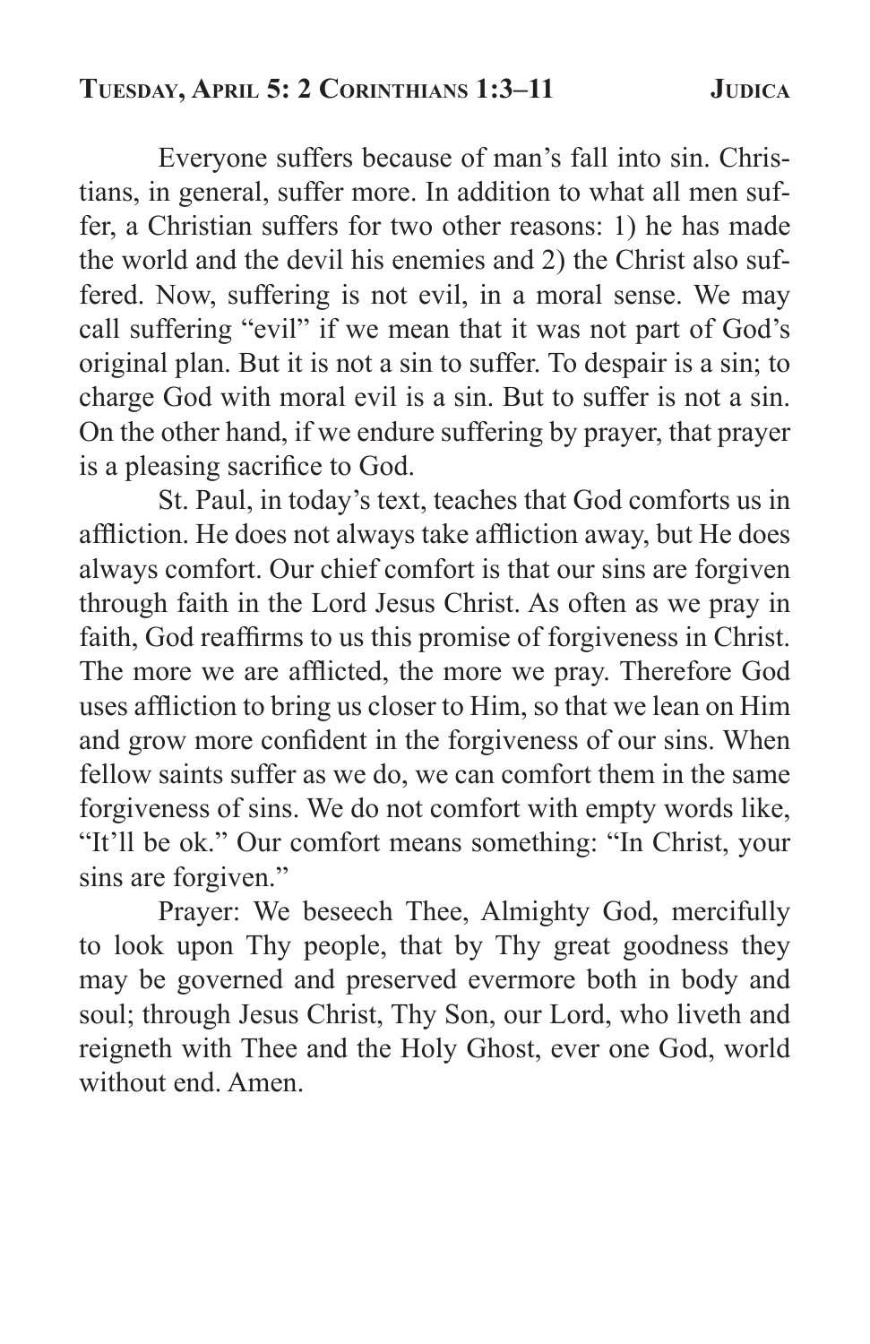## Tuesday, April 5: 2 Corinthians 1:3–11 — Judica

Everyone suffers because of man's fall into sin. Christians, in general, suffer more. In addition to what all men suffer, a Christian suffers for two other reasons: 1) he has made the world and the devil his enemies and 2) the Christ also suffered. Now, suffering is not evil, in a moral sense. We may call suffering "evil" if we mean that it was not part of God's original plan. But it is not a sin to suffer. To despair is a sin; to charge God with moral evil is a sin. But to suffer is not a sin. On the other hand, if we endure suffering by prayer, that prayer is a pleasing sacrifice to God.

St. Paul, in today's text, teaches that God comforts us in affliction. He does not always take affliction away, but He does always comfort. Our chief comfort is that our sins are forgiven through faith in the Lord Jesus Christ. As often as we pray in faith, God reaffirms to us this promise of forgiveness in Christ. The more we are afflicted, the more we pray. Therefore God uses affliction to bring us closer to Him, so that we lean on Him and grow more confident in the forgiveness of our sins. When fellow saints suffer as we do, we can comfort them in the same forgiveness of sins. We do not comfort with empty words like, "It'll be ok." Our comfort means something: "In Christ, your sins are forgiven."

Prayer: We beseech Thee, Almighty God, mercifully to look upon Thy people, that by Thy great goodness they may be governed and preserved evermore both in body and soul; through Jesus Christ, Thy Son, our Lord, who liveth and reigneth with Thee and the Holy Ghost, ever one God, world without end. Amen.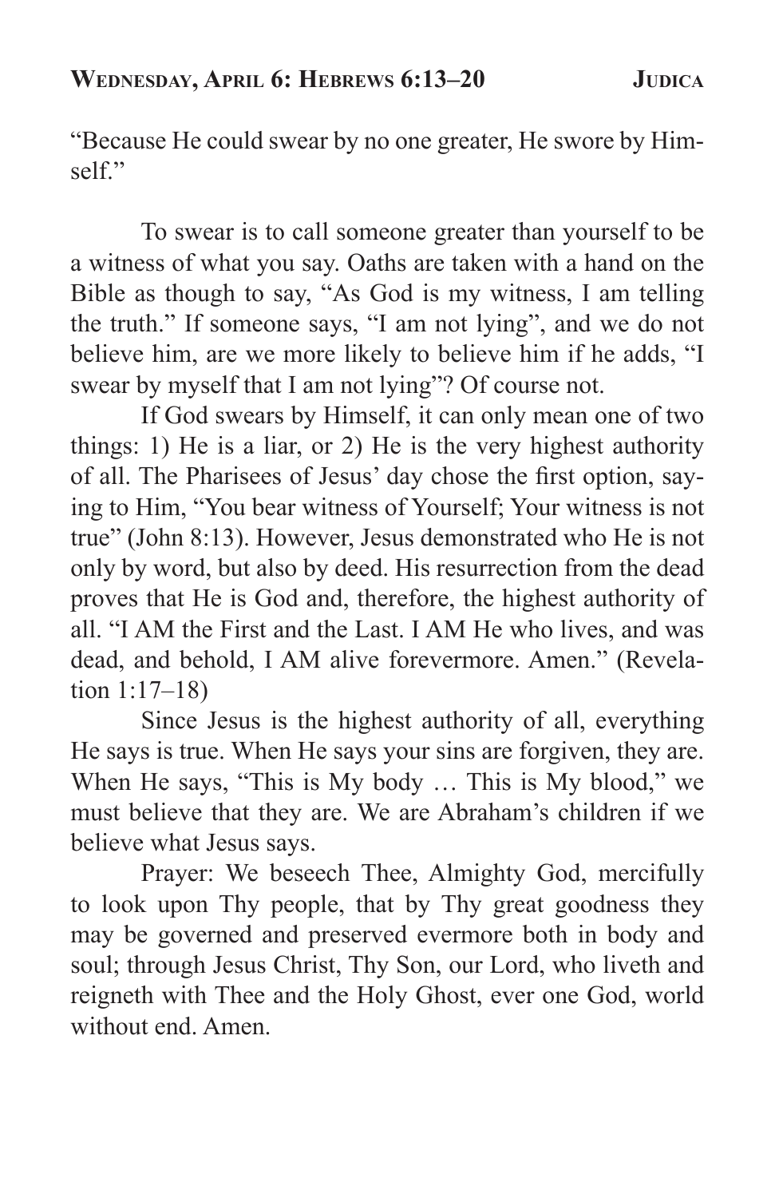## Wednesday, April 6: Hebrews 6:13–20 — Judica

"Because He could swear by no one greater, He swore by Himself."

To swear is to call someone greater than yourself to be a witness of what you say. Oaths are taken with a hand on the Bible as though to say, "As God is my witness, I am telling the truth." If someone says, "I am not lying", and we do not believe him, are we more likely to believe him if he adds, "I swear by myself that I am not lying"? Of course not.

If God swears by Himself, it can only mean one of two things: 1) He is a liar, or 2) He is the very highest authority of all. The Pharisees of Jesus' day chose the first option, saying to Him, "You bear witness of Yourself; Your witness is not true" (John 8:13). However, Jesus demonstrated who He is not only by word, but also by deed. His resurrection from the dead proves that He is God and, therefore, the highest authority of all. "I AM the First and the Last. I AM He who lives, and was dead, and behold, I AM alive forevermore. Amen." (Revelation 1:17–18)

Since Jesus is the highest authority of all, everything He says is true. When He says your sins are forgiven, they are. When He says, "This is My body … This is My blood," we must believe that they are. We are Abraham's children if we believe what Jesus says.

Prayer: We beseech Thee, Almighty God, mercifully to look upon Thy people, that by Thy great goodness they may be governed and preserved evermore both in body and soul; through Jesus Christ, Thy Son, our Lord, who liveth and reigneth with Thee and the Holy Ghost, ever one God, world without end. Amen.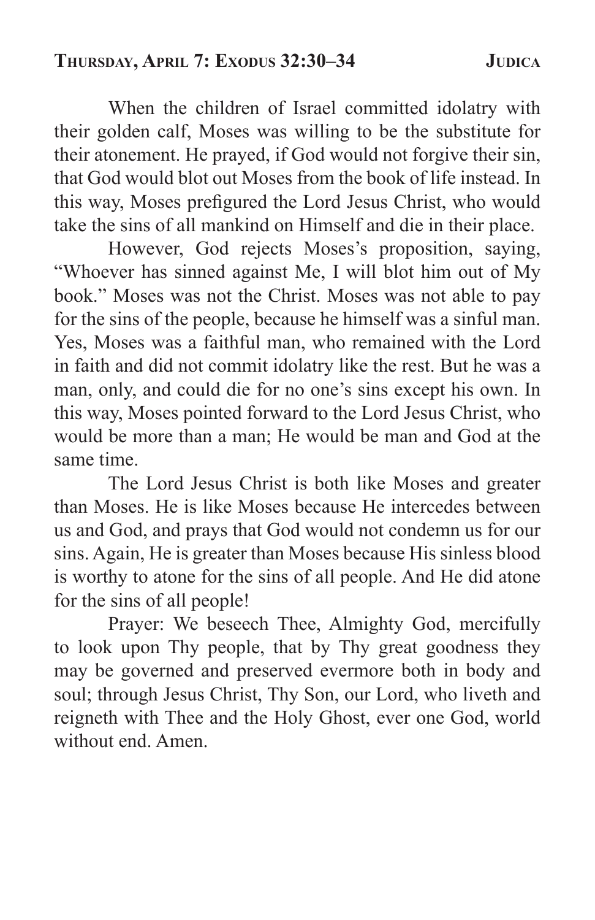## Thursday, April 7: Exodus 32:30–34 — Judica

When the children of Israel committed idolatry with their golden calf, Moses was willing to be the substitute for their atonement. He prayed, if God would not forgive their sin, that God would blot out Moses from the book of life instead. In this way, Moses prefigured the Lord Jesus Christ, who would take the sins of all mankind on Himself and die in their place.

However, God rejects Moses's proposition, saying, "Whoever has sinned against Me, I will blot him out of My book." Moses was not the Christ. Moses was not able to pay for the sins of the people, because he himself was a sinful man. Yes, Moses was a faithful man, who remained with the Lord in faith and did not commit idolatry like the rest. But he was a man, only, and could die for no one's sins except his own. In this way, Moses pointed forward to the Lord Jesus Christ, who would be more than a man; He would be man and God at the same time.

The Lord Jesus Christ is both like Moses and greater than Moses. He is like Moses because He intercedes between us and God, and prays that God would not condemn us for our sins. Again, He is greater than Moses because His sinless blood is worthy to atone for the sins of all people. And He did atone for the sins of all people!

Prayer: We beseech Thee, Almighty God, mercifully to look upon Thy people, that by Thy great goodness they may be governed and preserved evermore both in body and soul; through Jesus Christ, Thy Son, our Lord, who liveth and reigneth with Thee and the Holy Ghost, ever one God, world without end. Amen.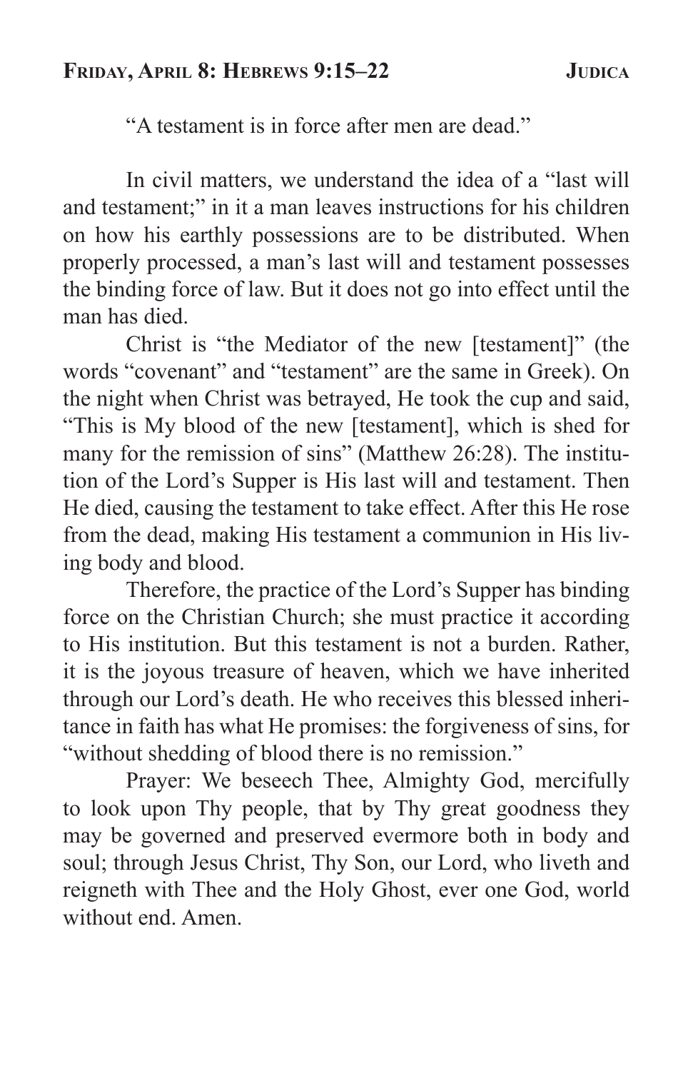## Friday, April 8: Hebrews 9:15–22 — Judica

"A testament is in force after men are dead."

In civil matters, we understand the idea of a "last will and testament;" in it a man leaves instructions for his children on how his earthly possessions are to be distributed. When properly processed, a man's last will and testament possesses the binding force of law. But it does not go into effect until the man has died.

Christ is "the Mediator of the new [testament]" (the words "covenant" and "testament" are the same in Greek). On the night when Christ was betrayed, He took the cup and said, "This is My blood of the new [testament], which is shed for many for the remission of sins" (Matthew 26:28). The institution of the Lord's Supper is His last will and testament. Then He died, causing the testament to take effect. After this He rose from the dead, making His testament a communion in His living body and blood.

Therefore, the practice of the Lord's Supper has binding force on the Christian Church; she must practice it according to His institution. But this testament is not a burden. Rather, it is the joyous treasure of heaven, which we have inherited through our Lord's death. He who receives this blessed inheritance in faith has what He promises: the forgiveness of sins, for "without shedding of blood there is no remission."

Prayer: We beseech Thee, Almighty God, mercifully to look upon Thy people, that by Thy great goodness they may be governed and preserved evermore both in body and soul; through Jesus Christ, Thy Son, our Lord, who liveth and reigneth with Thee and the Holy Ghost, ever one God, world without end. Amen.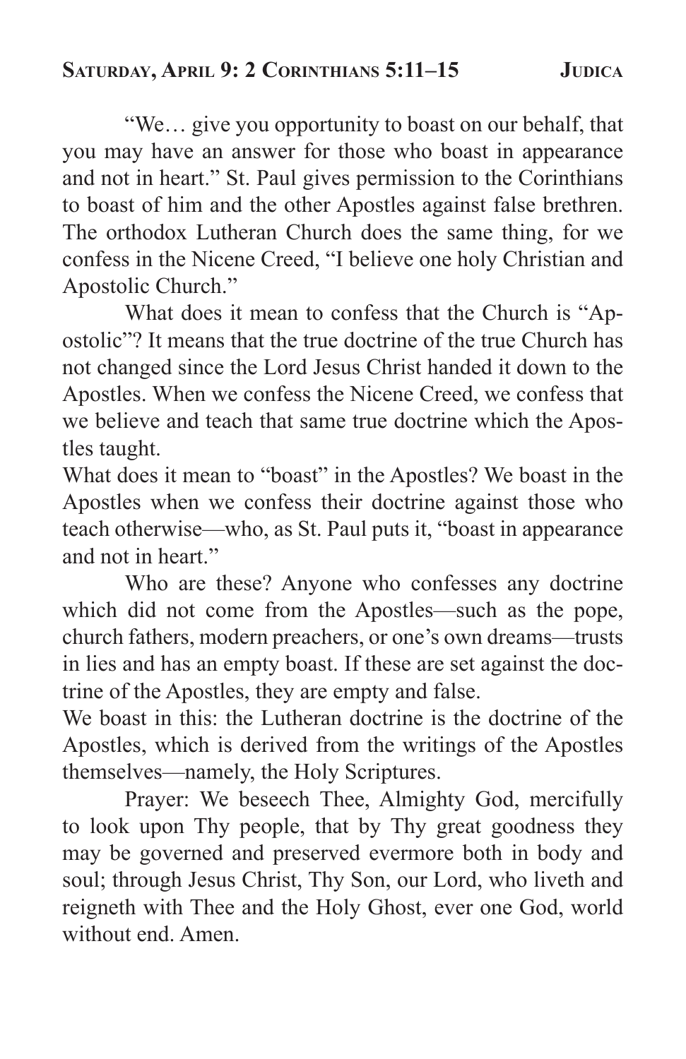## Saturday, April 9: 2 Corinthians 5:11–15 — Judica

"We… give you opportunity to boast on our behalf, that you may have an answer for those who boast in appearance and not in heart." St. Paul gives permission to the Corinthians to boast of him and the other Apostles against false brethren. The orthodox Lutheran Church does the same thing, for we confess in the Nicene Creed, "I believe one holy Christian and Apostolic Church."

What does it mean to confess that the Church is "Apostolic"? It means that the true doctrine of the true Church has not changed since the Lord Jesus Christ handed it down to the Apostles. When we confess the Nicene Creed, we confess that we believe and teach that same true doctrine which the Apostles taught.

What does it mean to "boast" in the Apostles? We boast in the Apostles when we confess their doctrine against those who teach otherwise—who, as St. Paul puts it, "boast in appearance and not in heart."

Who are these? Anyone who confesses any doctrine which did not come from the Apostles—such as the pope, church fathers, modern preachers, or one's own dreams—trusts in lies and has an empty boast. If these are set against the doctrine of the Apostles, they are empty and false.

We boast in this: the Lutheran doctrine is the doctrine of the Apostles, which is derived from the writings of the Apostles themselves—namely, the Holy Scriptures.

Prayer: We beseech Thee, Almighty God, mercifully to look upon Thy people, that by Thy great goodness they may be governed and preserved evermore both in body and soul; through Jesus Christ, Thy Son, our Lord, who liveth and reigneth with Thee and the Holy Ghost, ever one God, world without end. Amen.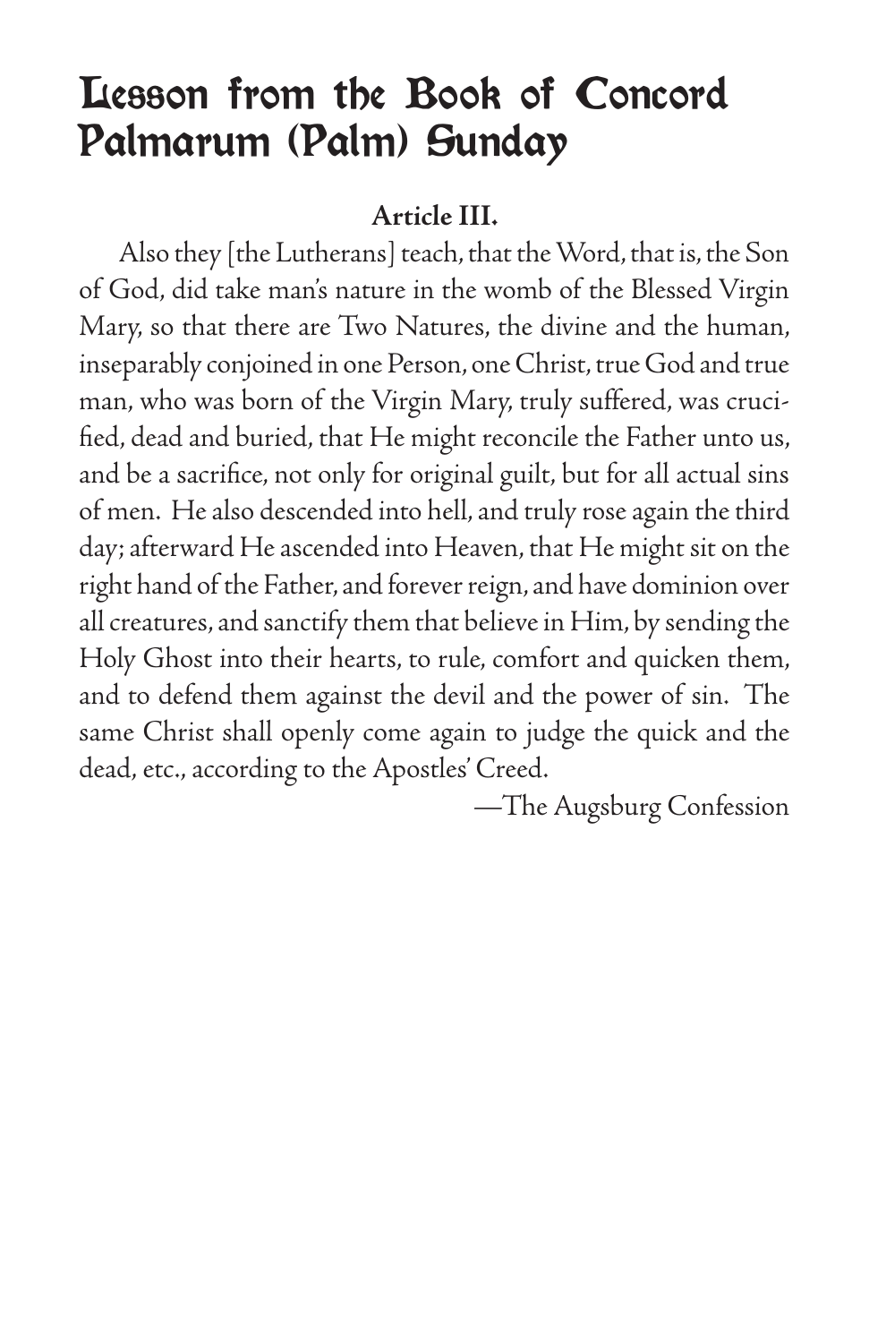# Lesson from the Book of Concord
# Palmarum (Palm) Sunday

**Article III.**

Also they [the Lutherans] teach, that the Word, that is, the Son of God, did take man's nature in the womb of the Blessed Virgin Mary, so that there are Two Natures, the divine and the human, inseparably conjoined in one Person, one Christ, true God and true man, who was born of the Virgin Mary, truly suffered, was crucified, dead and buried, that He might reconcile the Father unto us, and be a sacrifice, not only for original guilt, but for all actual sins of men. He also descended into hell, and truly rose again the third day; afterward He ascended into Heaven, that He might sit on the right hand of the Father, and forever reign, and have dominion over all creatures, and sanctify them that believe in Him, by sending the Holy Ghost into their hearts, to rule, comfort and quicken them, and to defend them against the devil and the power of sin. The same Christ shall openly come again to judge the quick and the dead, etc., according to the Apostles' Creed.

—The Augsburg Confession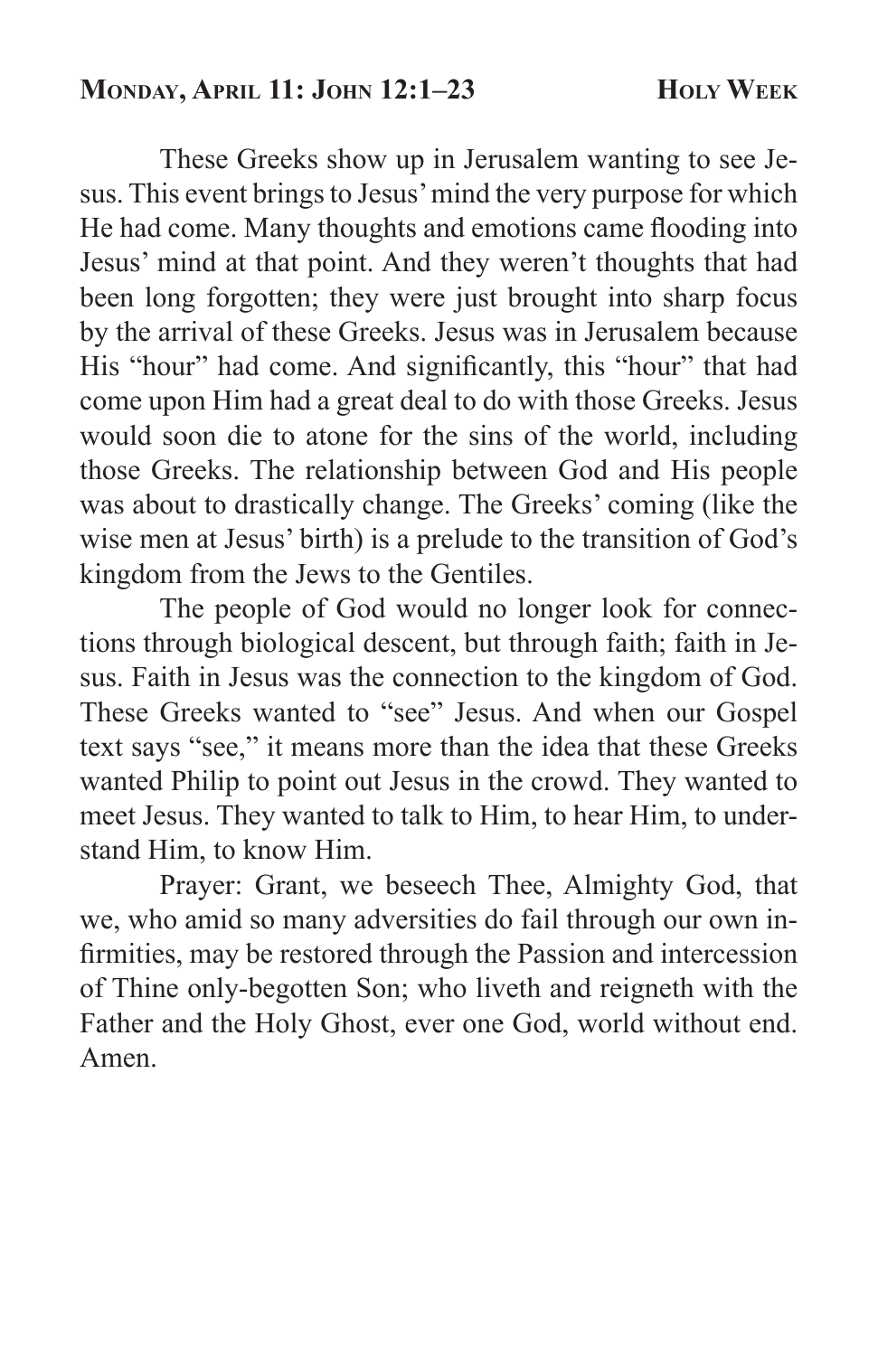These Greeks show up in Jerusalem wanting to see Jesus. This event brings to Jesus' mind the very purpose for which He had come. Many thoughts and emotions came flooding into Jesus' mind at that point. And they weren't thoughts that had been long forgotten; they were just brought into sharp focus by the arrival of these Greeks. Jesus was in Jerusalem because His "hour" had come. And significantly, this "hour" that had come upon Him had a great deal to do with those Greeks. Jesus would soon die to atone for the sins of the world, including those Greeks. The relationship between God and His people was about to drastically change. The Greeks' coming (like the wise men at Jesus' birth) is a prelude to the transition of God's kingdom from the Jews to the Gentiles.

The people of God would no longer look for connections through biological descent, but through faith; faith in Jesus. Faith in Jesus was the connection to the kingdom of God. These Greeks wanted to "see" Jesus. And when our Gospel text says "see," it means more than the idea that these Greeks wanted Philip to point out Jesus in the crowd. They wanted to meet Jesus. They wanted to talk to Him, to hear Him, to understand Him, to know Him.

Prayer: Grant, we beseech Thee, Almighty God, that we, who amid so many adversities do fail through our own infirmities, may be restored through the Passion and intercession of Thine only-begotten Son; who liveth and reigneth with the Father and the Holy Ghost, ever one God, world without end. Amen.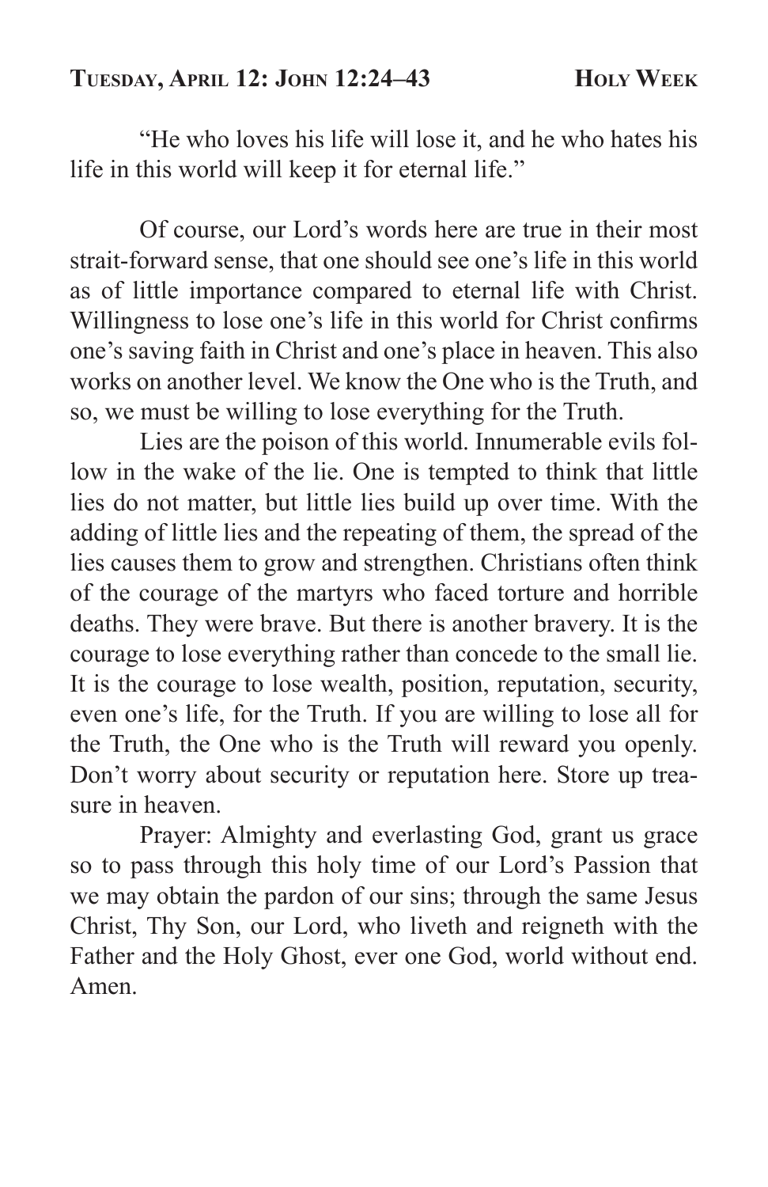## Tuesday, April 12: John 12:24–43

“He who loves his life will lose it, and he who hates his life in this world will keep it for eternal life.”

Of course, our Lord’s words here are true in their most strait-forward sense, that one should see one’s life in this world as of little importance compared to eternal life with Christ. Willingness to lose one’s life in this world for Christ confirms one’s saving faith in Christ and one’s place in heaven. This also works on another level. We know the One who is the Truth, and so, we must be willing to lose everything for the Truth.

Lies are the poison of this world. Innumerable evils follow in the wake of the lie. One is tempted to think that little lies do not matter, but little lies build up over time. With the adding of little lies and the repeating of them, the spread of the lies causes them to grow and strengthen. Christians often think of the courage of the martyrs who faced torture and horrible deaths. They were brave. But there is another bravery. It is the courage to lose everything rather than concede to the small lie. It is the courage to lose wealth, position, reputation, security, even one’s life, for the Truth. If you are willing to lose all for the Truth, the One who is the Truth will reward you openly. Don’t worry about security or reputation here. Store up treasure in heaven.

Prayer: Almighty and everlasting God, grant us grace so to pass through this holy time of our Lord’s Passion that we may obtain the pardon of our sins; through the same Jesus Christ, Thy Son, our Lord, who liveth and reigneth with the Father and the Holy Ghost, ever one God, world without end. Amen.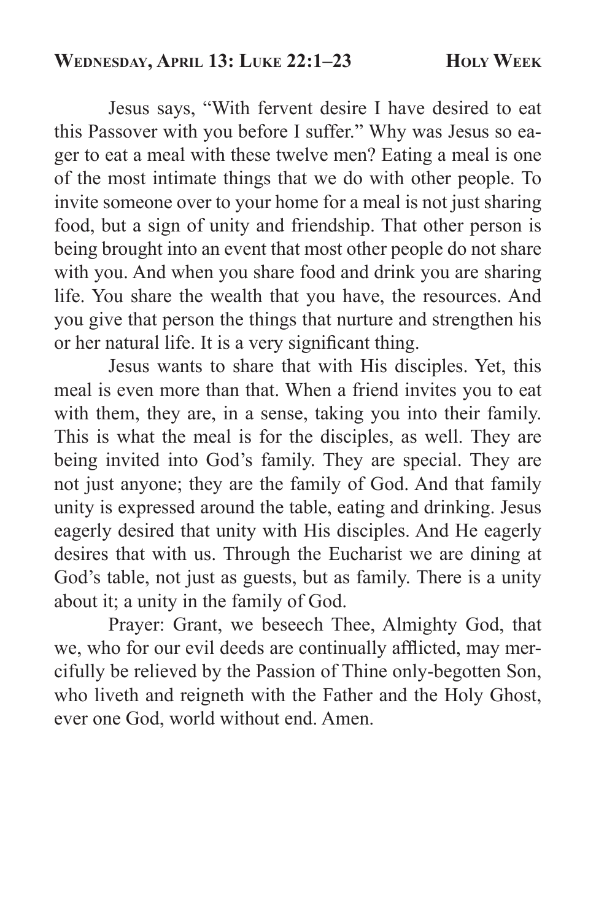**Wednesday, April 13: Luke 22:1–23**

Jesus says, "With fervent desire I have desired to eat this Passover with you before I suffer." Why was Jesus so eager to eat a meal with these twelve men? Eating a meal is one of the most intimate things that we do with other people. To invite someone over to your home for a meal is not just sharing food, but a sign of unity and friendship. That other person is being brought into an event that most other people do not share with you. And when you share food and drink you are sharing life. You share the wealth that you have, the resources. And you give that person the things that nurture and strengthen his or her natural life. It is a very significant thing.

Jesus wants to share that with His disciples. Yet, this meal is even more than that. When a friend invites you to eat with them, they are, in a sense, taking you into their family. This is what the meal is for the disciples, as well. They are being invited into God's family. They are special. They are not just anyone; they are the family of God. And that family unity is expressed around the table, eating and drinking. Jesus eagerly desired that unity with His disciples. And He eagerly desires that with us. Through the Eucharist we are dining at God's table, not just as guests, but as family. There is a unity about it; a unity in the family of God.

Prayer: Grant, we beseech Thee, Almighty God, that we, who for our evil deeds are continually afflicted, may mercifully be relieved by the Passion of Thine only-begotten Son, who liveth and reigneth with the Father and the Holy Ghost, ever one God, world without end. Amen.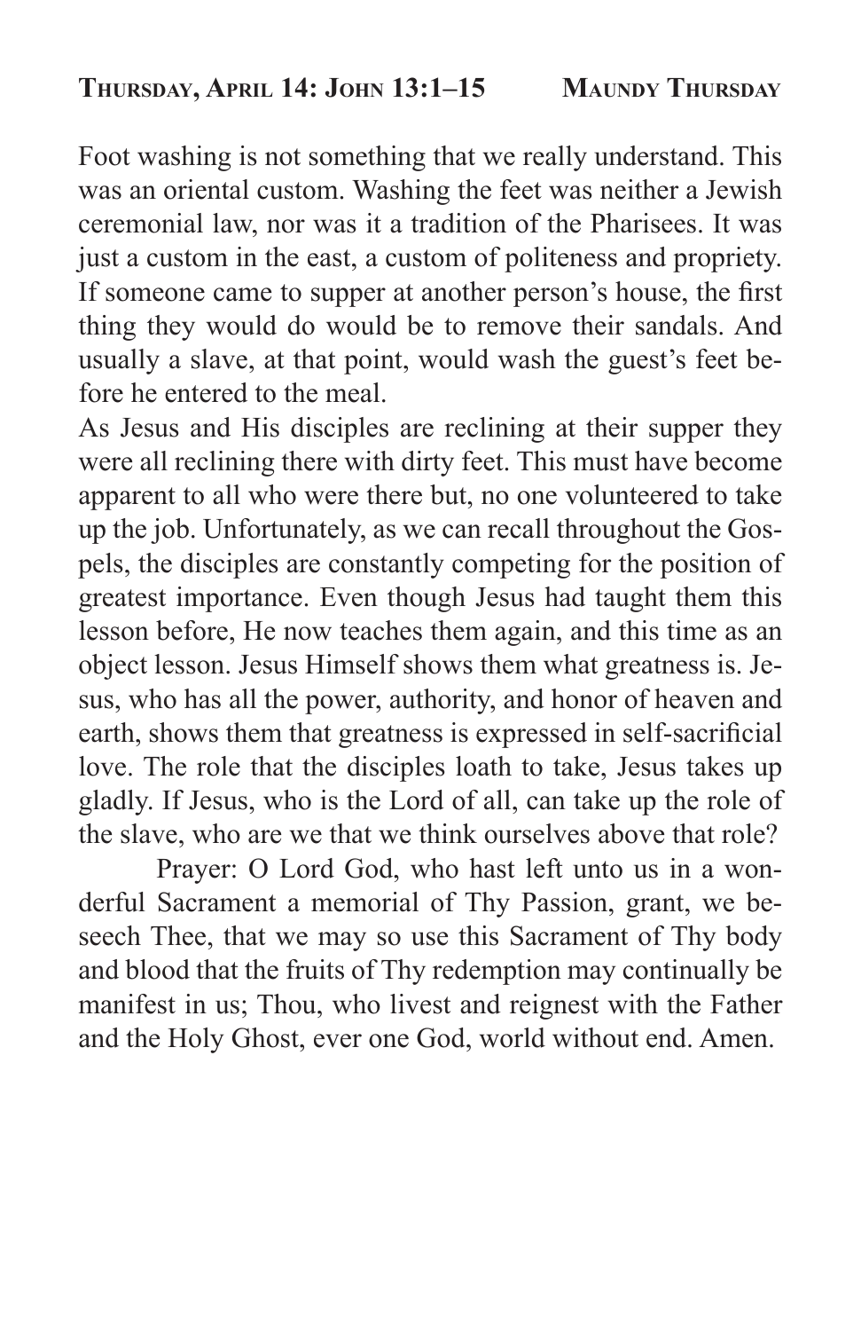## Thursday, April 14: John 13:1–15 — Maundy Thursday

Foot washing is not something that we really understand. This was an oriental custom. Washing the feet was neither a Jewish ceremonial law, nor was it a tradition of the Pharisees. It was just a custom in the east, a custom of politeness and propriety. If someone came to supper at another person's house, the first thing they would do would be to remove their sandals. And usually a slave, at that point, would wash the guest's feet before he entered to the meal.

As Jesus and His disciples are reclining at their supper they were all reclining there with dirty feet. This must have become apparent to all who were there but, no one volunteered to take up the job. Unfortunately, as we can recall throughout the Gospels, the disciples are constantly competing for the position of greatest importance. Even though Jesus had taught them this lesson before, He now teaches them again, and this time as an object lesson. Jesus Himself shows them what greatness is. Jesus, who has all the power, authority, and honor of heaven and earth, shows them that greatness is expressed in self-sacrificial love. The role that the disciples loath to take, Jesus takes up gladly. If Jesus, who is the Lord of all, can take up the role of the slave, who are we that we think ourselves above that role?

Prayer: O Lord God, who hast left unto us in a wonderful Sacrament a memorial of Thy Passion, grant, we beseech Thee, that we may so use this Sacrament of Thy body and blood that the fruits of Thy redemption may continually be manifest in us; Thou, who livest and reignest with the Father and the Holy Ghost, ever one God, world without end. Amen.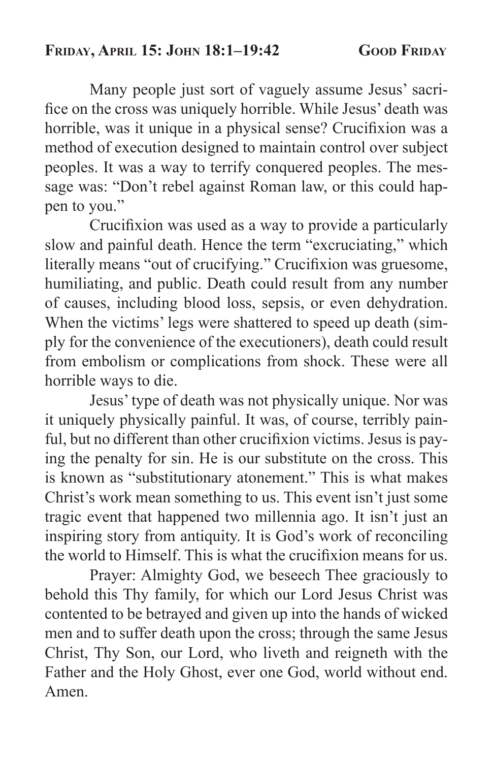## Friday, April 15: John 18:1–19:42 — Good Friday

Many people just sort of vaguely assume Jesus' sacrifice on the cross was uniquely horrible. While Jesus' death was horrible, was it unique in a physical sense? Crucifixion was a method of execution designed to maintain control over subject peoples. It was a way to terrify conquered peoples. The message was: "Don't rebel against Roman law, or this could happen to you."

Crucifixion was used as a way to provide a particularly slow and painful death. Hence the term "excruciating," which literally means "out of crucifying." Crucifixion was gruesome, humiliating, and public. Death could result from any number of causes, including blood loss, sepsis, or even dehydration. When the victims' legs were shattered to speed up death (simply for the convenience of the executioners), death could result from embolism or complications from shock. These were all horrible ways to die.

Jesus' type of death was not physically unique. Nor was it uniquely physically painful. It was, of course, terribly painful, but no different than other crucifixion victims. Jesus is paying the penalty for sin. He is our substitute on the cross. This is known as "substitutionary atonement." This is what makes Christ's work mean something to us. This event isn't just some tragic event that happened two millennia ago. It isn't just an inspiring story from antiquity. It is God's work of reconciling the world to Himself. This is what the crucifixion means for us.

Prayer: Almighty God, we beseech Thee graciously to behold this Thy family, for which our Lord Jesus Christ was contented to be betrayed and given up into the hands of wicked men and to suffer death upon the cross; through the same Jesus Christ, Thy Son, our Lord, who liveth and reigneth with the Father and the Holy Ghost, ever one God, world without end. Amen.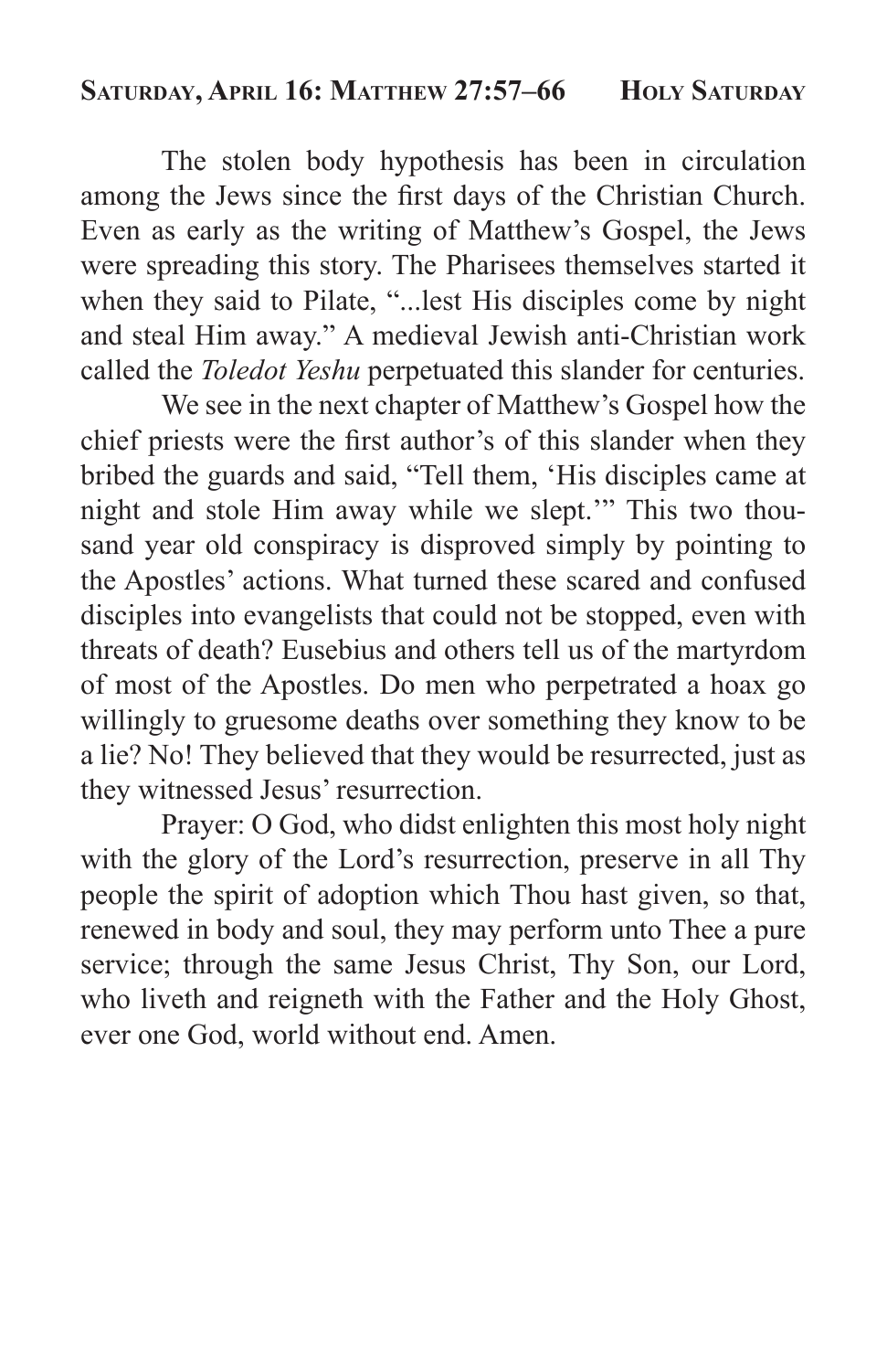**Saturday, April 16: Matthew 27:57–66 Holy Saturday**

The stolen body hypothesis has been in circulation among the Jews since the first days of the Christian Church. Even as early as the writing of Matthew's Gospel, the Jews were spreading this story. The Pharisees themselves started it when they said to Pilate, "...lest His disciples come by night and steal Him away." A medieval Jewish anti-Christian work called the *Toledot Yeshu* perpetuated this slander for centuries.

We see in the next chapter of Matthew's Gospel how the chief priests were the first author's of this slander when they bribed the guards and said, "Tell them, 'His disciples came at night and stole Him away while we slept.'" This two thousand year old conspiracy is disproved simply by pointing to the Apostles' actions. What turned these scared and confused disciples into evangelists that could not be stopped, even with threats of death? Eusebius and others tell us of the martyrdom of most of the Apostles. Do men who perpetrated a hoax go willingly to gruesome deaths over something they know to be a lie? No! They believed that they would be resurrected, just as they witnessed Jesus' resurrection.

Prayer: O God, who didst enlighten this most holy night with the glory of the Lord's resurrection, preserve in all Thy people the spirit of adoption which Thou hast given, so that, renewed in body and soul, they may perform unto Thee a pure service; through the same Jesus Christ, Thy Son, our Lord, who liveth and reigneth with the Father and the Holy Ghost, ever one God, world without end. Amen.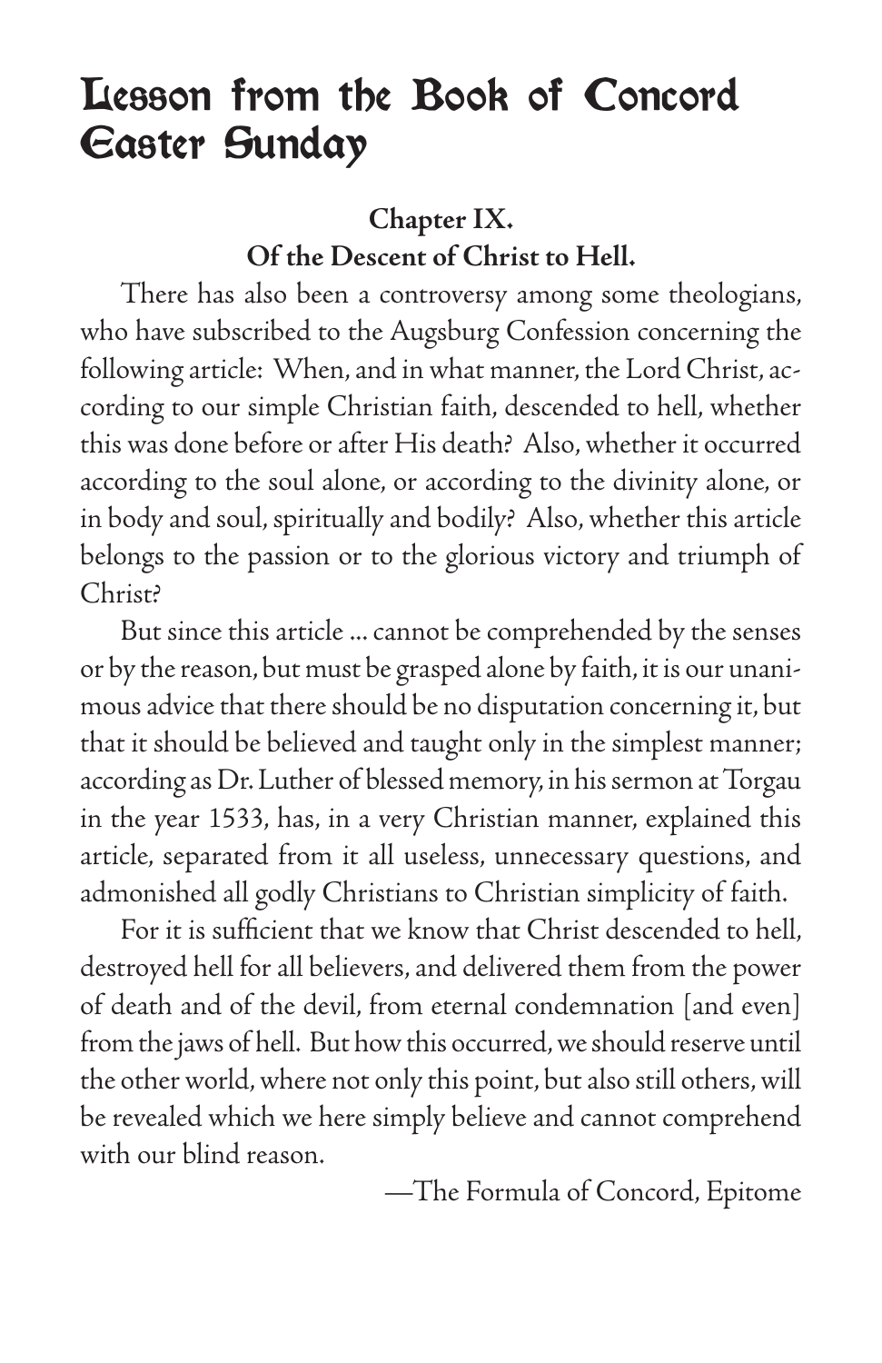# Lesson from the Book of Concord Easter Sunday

**Chapter IX.**
**Of the Descent of Christ to Hell.**

There has also been a controversy among some theologians, who have subscribed to the Augsburg Confession concerning the following article: When, and in what manner, the Lord Christ, according to our simple Christian faith, descended to hell, whether this was done before or after His death? Also, whether it occurred according to the soul alone, or according to the divinity alone, or in body and soul, spiritually and bodily? Also, whether this article belongs to the passion or to the glorious victory and triumph of Christ?

But since this article ... cannot be comprehended by the senses or by the reason, but must be grasped alone by faith, it is our unanimous advice that there should be no disputation concerning it, but that it should be believed and taught only in the simplest manner; according as Dr. Luther of blessed memory, in his sermon at Torgau in the year 1533, has, in a very Christian manner, explained this article, separated from it all useless, unnecessary questions, and admonished all godly Christians to Christian simplicity of faith.

For it is sufficient that we know that Christ descended to hell, destroyed hell for all believers, and delivered them from the power of death and of the devil, from eternal condemnation [and even] from the jaws of hell. But how this occurred, we should reserve until the other world, where not only this point, but also still others, will be revealed which we here simply believe and cannot comprehend with our blind reason.

—The Formula of Concord, Epitome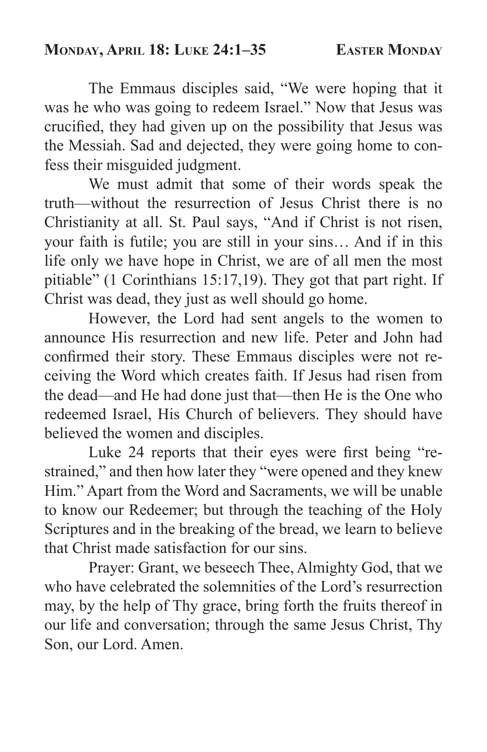## Monday, April 18: Luke 24:1–35 — Easter Monday

The Emmaus disciples said, "We were hoping that it was he who was going to redeem Israel." Now that Jesus was crucified, they had given up on the possibility that Jesus was the Messiah. Sad and dejected, they were going home to confess their misguided judgment.

We must admit that some of their words speak the truth—without the resurrection of Jesus Christ there is no Christianity at all. St. Paul says, "And if Christ is not risen, your faith is futile; you are still in your sins… And if in this life only we have hope in Christ, we are of all men the most pitiable" (1 Corinthians 15:17,19). They got that part right. If Christ was dead, they just as well should go home.

However, the Lord had sent angels to the women to announce His resurrection and new life. Peter and John had confirmed their story. These Emmaus disciples were not receiving the Word which creates faith. If Jesus had risen from the dead—and He had done just that—then He is the One who redeemed Israel, His Church of believers. They should have believed the women and disciples.

Luke 24 reports that their eyes were first being "restrained," and then how later they "were opened and they knew Him." Apart from the Word and Sacraments, we will be unable to know our Redeemer; but through the teaching of the Holy Scriptures and in the breaking of the bread, we learn to believe that Christ made satisfaction for our sins.

Prayer: Grant, we beseech Thee, Almighty God, that we who have celebrated the solemnities of the Lord's resurrection may, by the help of Thy grace, bring forth the fruits thereof in our life and conversation; through the same Jesus Christ, Thy Son, our Lord. Amen.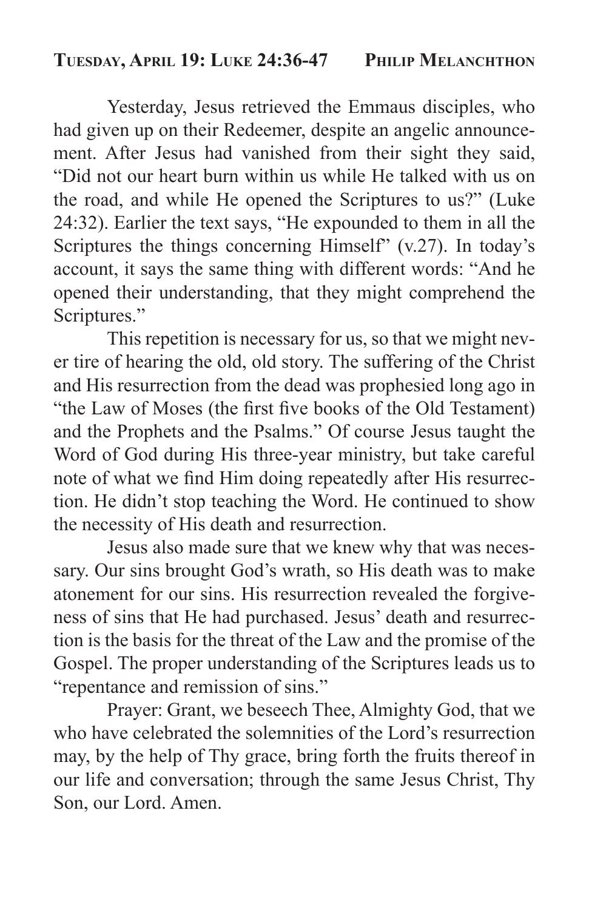## Tuesday, April 19: Luke 24:36-47 — Philip Melanchthon

Yesterday, Jesus retrieved the Emmaus disciples, who had given up on their Redeemer, despite an angelic announcement. After Jesus had vanished from their sight they said, "Did not our heart burn within us while He talked with us on the road, and while He opened the Scriptures to us?" (Luke 24:32). Earlier the text says, "He expounded to them in all the Scriptures the things concerning Himself" (v.27). In today's account, it says the same thing with different words: "And he opened their understanding, that they might comprehend the Scriptures."

This repetition is necessary for us, so that we might never tire of hearing the old, old story. The suffering of the Christ and His resurrection from the dead was prophesied long ago in "the Law of Moses (the first five books of the Old Testament) and the Prophets and the Psalms." Of course Jesus taught the Word of God during His three-year ministry, but take careful note of what we find Him doing repeatedly after His resurrection. He didn't stop teaching the Word. He continued to show the necessity of His death and resurrection.

Jesus also made sure that we knew why that was necessary. Our sins brought God's wrath, so His death was to make atonement for our sins. His resurrection revealed the forgiveness of sins that He had purchased. Jesus' death and resurrection is the basis for the threat of the Law and the promise of the Gospel. The proper understanding of the Scriptures leads us to "repentance and remission of sins."

Prayer: Grant, we beseech Thee, Almighty God, that we who have celebrated the solemnities of the Lord's resurrection may, by the help of Thy grace, bring forth the fruits thereof in our life and conversation; through the same Jesus Christ, Thy Son, our Lord. Amen.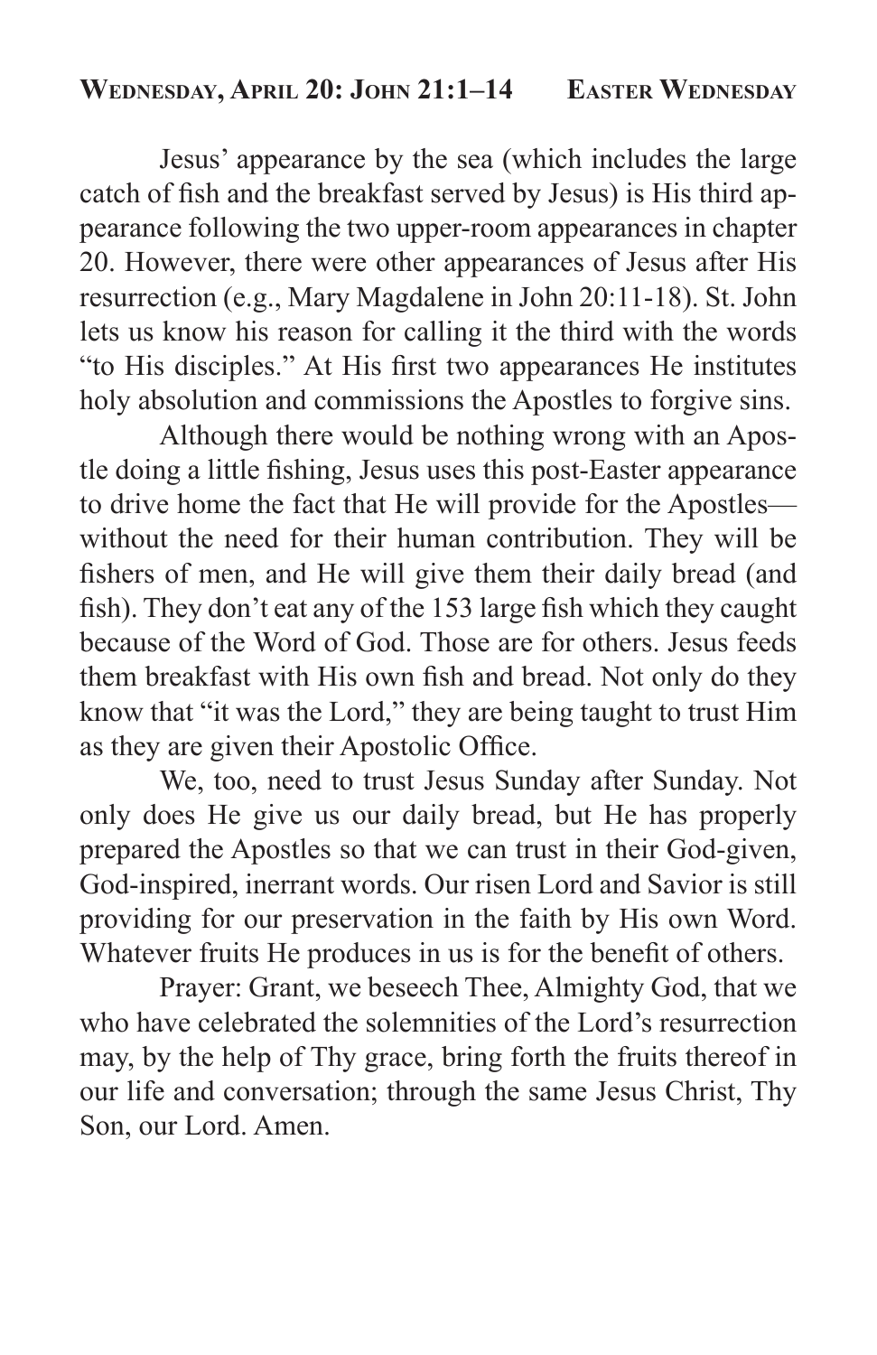## Wednesday, April 20: John 21:1–14 — Easter Wednesday

Jesus' appearance by the sea (which includes the large catch of fish and the breakfast served by Jesus) is His third appearance following the two upper-room appearances in chapter 20. However, there were other appearances of Jesus after His resurrection (e.g., Mary Magdalene in John 20:11-18). St. John lets us know his reason for calling it the third with the words "to His disciples." At His first two appearances He institutes holy absolution and commissions the Apostles to forgive sins.

Although there would be nothing wrong with an Apostle doing a little fishing, Jesus uses this post-Easter appearance to drive home the fact that He will provide for the Apostles—without the need for their human contribution. They will be fishers of men, and He will give them their daily bread (and fish). They don't eat any of the 153 large fish which they caught because of the Word of God. Those are for others. Jesus feeds them breakfast with His own fish and bread. Not only do they know that "it was the Lord," they are being taught to trust Him as they are given their Apostolic Office.

We, too, need to trust Jesus Sunday after Sunday. Not only does He give us our daily bread, but He has properly prepared the Apostles so that we can trust in their God-given, God-inspired, inerrant words. Our risen Lord and Savior is still providing for our preservation in the faith by His own Word. Whatever fruits He produces in us is for the benefit of others.

Prayer: Grant, we beseech Thee, Almighty God, that we who have celebrated the solemnities of the Lord's resurrection may, by the help of Thy grace, bring forth the fruits thereof in our life and conversation; through the same Jesus Christ, Thy Son, our Lord. Amen.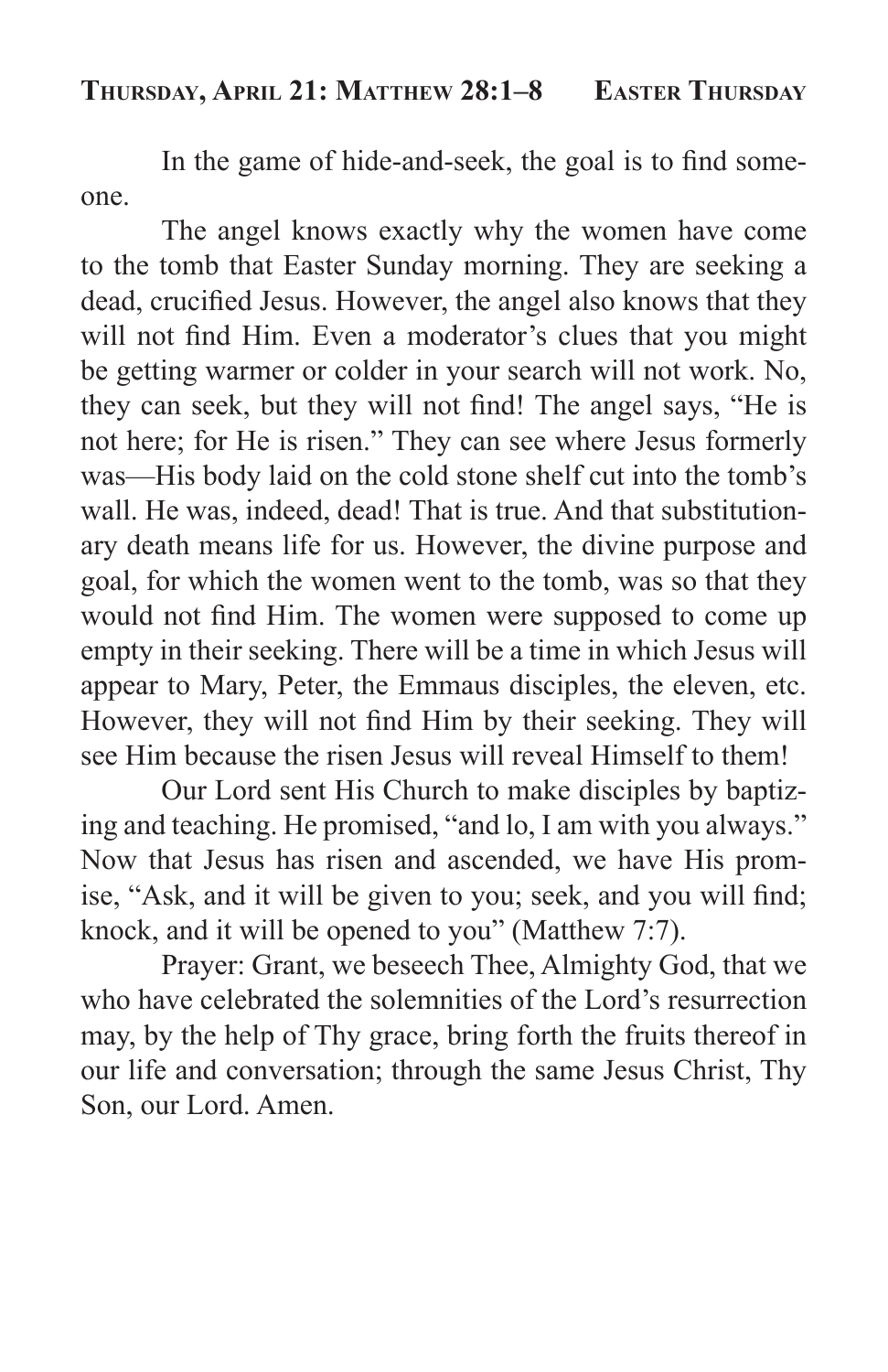## Thursday, April 21: Matthew 28:1–8 Easter Thursday

In the game of hide-and-seek, the goal is to find someone.

The angel knows exactly why the women have come to the tomb that Easter Sunday morning. They are seeking a dead, crucified Jesus. However, the angel also knows that they will not find Him. Even a moderator's clues that you might be getting warmer or colder in your search will not work. No, they can seek, but they will not find! The angel says, "He is not here; for He is risen." They can see where Jesus formerly was—His body laid on the cold stone shelf cut into the tomb's wall. He was, indeed, dead! That is true. And that substitutionary death means life for us. However, the divine purpose and goal, for which the women went to the tomb, was so that they would not find Him. The women were supposed to come up empty in their seeking. There will be a time in which Jesus will appear to Mary, Peter, the Emmaus disciples, the eleven, etc. However, they will not find Him by their seeking. They will see Him because the risen Jesus will reveal Himself to them!

Our Lord sent His Church to make disciples by baptizing and teaching. He promised, "and lo, I am with you always." Now that Jesus has risen and ascended, we have His promise, "Ask, and it will be given to you; seek, and you will find; knock, and it will be opened to you" (Matthew 7:7).

Prayer: Grant, we beseech Thee, Almighty God, that we who have celebrated the solemnities of the Lord's resurrection may, by the help of Thy grace, bring forth the fruits thereof in our life and conversation; through the same Jesus Christ, Thy Son, our Lord. Amen.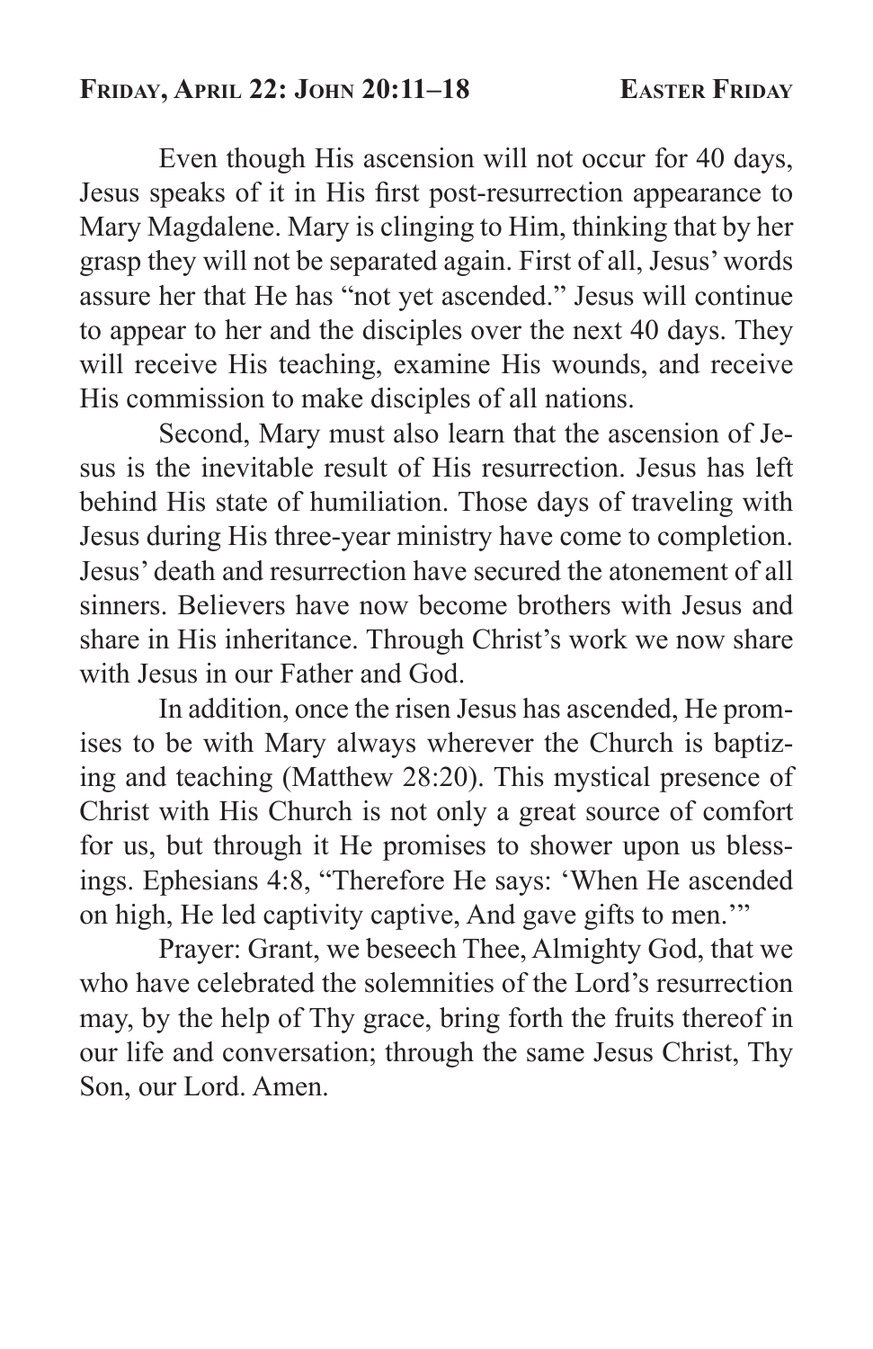## Friday, April 22: John 20:11–18 — Easter Friday

Even though His ascension will not occur for 40 days, Jesus speaks of it in His first post-resurrection appearance to Mary Magdalene. Mary is clinging to Him, thinking that by her grasp they will not be separated again. First of all, Jesus' words assure her that He has "not yet ascended." Jesus will continue to appear to her and the disciples over the next 40 days. They will receive His teaching, examine His wounds, and receive His commission to make disciples of all nations.

Second, Mary must also learn that the ascension of Jesus is the inevitable result of His resurrection. Jesus has left behind His state of humiliation. Those days of traveling with Jesus during His three-year ministry have come to completion. Jesus' death and resurrection have secured the atonement of all sinners. Believers have now become brothers with Jesus and share in His inheritance. Through Christ's work we now share with Jesus in our Father and God.

In addition, once the risen Jesus has ascended, He promises to be with Mary always wherever the Church is baptizing and teaching (Matthew 28:20). This mystical presence of Christ with His Church is not only a great source of comfort for us, but through it He promises to shower upon us blessings. Ephesians 4:8, "Therefore He says: 'When He ascended on high, He led captivity captive, And gave gifts to men.'"

Prayer: Grant, we beseech Thee, Almighty God, that we who have celebrated the solemnities of the Lord's resurrection may, by the help of Thy grace, bring forth the fruits thereof in our life and conversation; through the same Jesus Christ, Thy Son, our Lord. Amen.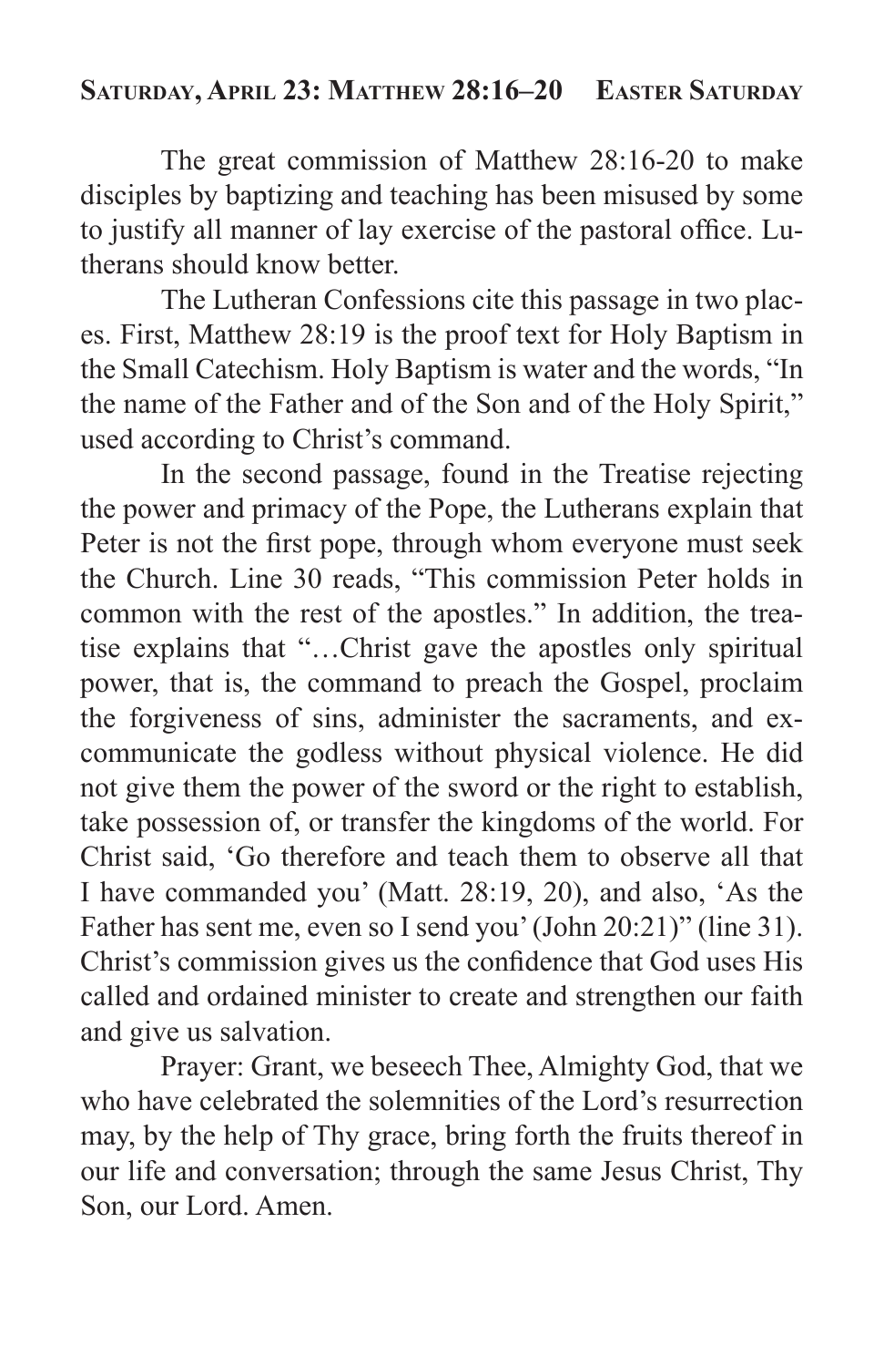## Saturday, April 23: Matthew 28:16–20 Easter Saturday

The great commission of Matthew 28:16-20 to make disciples by baptizing and teaching has been misused by some to justify all manner of lay exercise of the pastoral office. Lutherans should know better.

The Lutheran Confessions cite this passage in two places. First, Matthew 28:19 is the proof text for Holy Baptism in the Small Catechism. Holy Baptism is water and the words, "In the name of the Father and of the Son and of the Holy Spirit," used according to Christ's command.

In the second passage, found in the Treatise rejecting the power and primacy of the Pope, the Lutherans explain that Peter is not the first pope, through whom everyone must seek the Church. Line 30 reads, "This commission Peter holds in common with the rest of the apostles." In addition, the treatise explains that "…Christ gave the apostles only spiritual power, that is, the command to preach the Gospel, proclaim the forgiveness of sins, administer the sacraments, and excommunicate the godless without physical violence. He did not give them the power of the sword or the right to establish, take possession of, or transfer the kingdoms of the world. For Christ said, 'Go therefore and teach them to observe all that I have commanded you' (Matt. 28:19, 20), and also, 'As the Father has sent me, even so I send you' (John 20:21)" (line 31). Christ's commission gives us the confidence that God uses His called and ordained minister to create and strengthen our faith and give us salvation.

Prayer: Grant, we beseech Thee, Almighty God, that we who have celebrated the solemnities of the Lord's resurrection may, by the help of Thy grace, bring forth the fruits thereof in our life and conversation; through the same Jesus Christ, Thy Son, our Lord. Amen.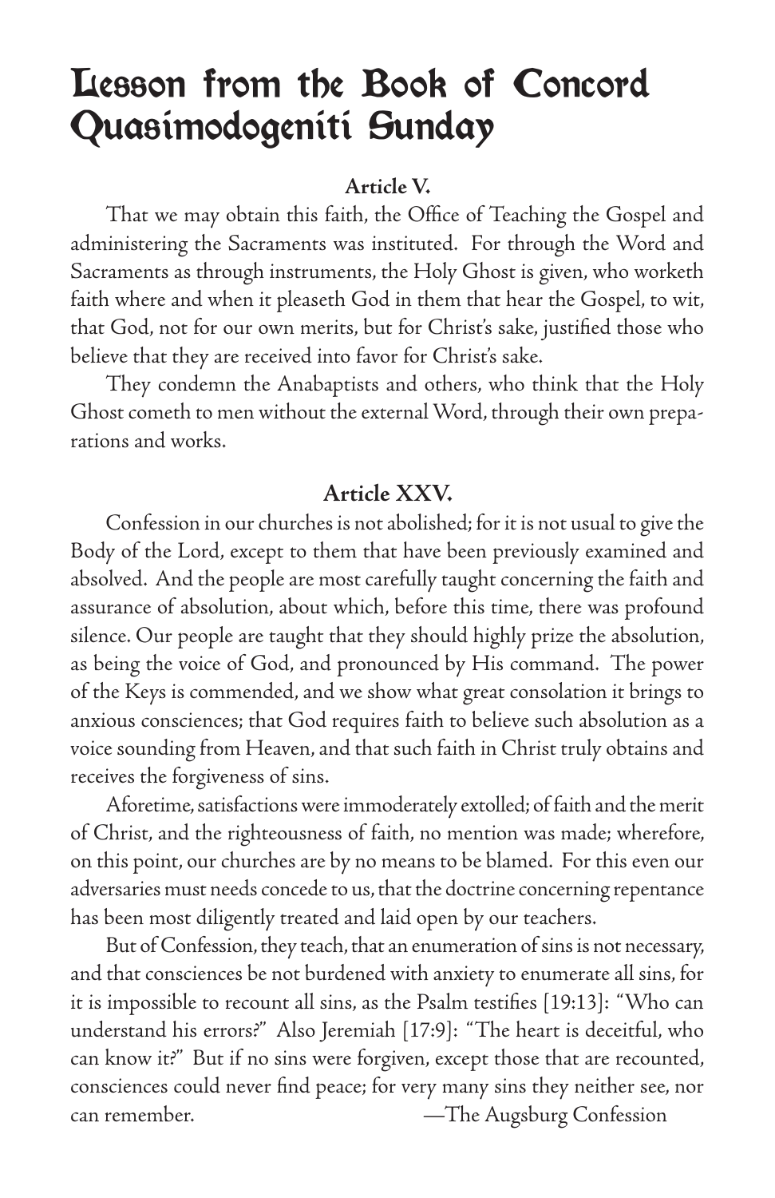# Lesson from the Book of Concord Quasimodogeniti Sunday

**Article V.**

That we may obtain this faith, the Office of Teaching the Gospel and administering the Sacraments was instituted. For through the Word and Sacraments as through instruments, the Holy Ghost is given, who worketh faith where and when it pleaseth God in them that hear the Gospel, to wit, that God, not for our own merits, but for Christ's sake, justified those who believe that they are received into favor for Christ's sake.

They condemn the Anabaptists and others, who think that the Holy Ghost cometh to men without the external Word, through their own preparations and works.

**Article XXV.**

Confession in our churches is not abolished; for it is not usual to give the Body of the Lord, except to them that have been previously examined and absolved. And the people are most carefully taught concerning the faith and assurance of absolution, about which, before this time, there was profound silence. Our people are taught that they should highly prize the absolution, as being the voice of God, and pronounced by His command. The power of the Keys is commended, and we show what great consolation it brings to anxious consciences; that God requires faith to believe such absolution as a voice sounding from Heaven, and that such faith in Christ truly obtains and receives the forgiveness of sins.

Aforetime, satisfactions were immoderately extolled; of faith and the merit of Christ, and the righteousness of faith, no mention was made; wherefore, on this point, our churches are by no means to be blamed. For this even our adversaries must needs concede to us, that the doctrine concerning repentance has been most diligently treated and laid open by our teachers.

But of Confession, they teach, that an enumeration of sins is not necessary, and that consciences be not burdened with anxiety to enumerate all sins, for it is impossible to recount all sins, as the Psalm testifies [19:13]: "Who can understand his errors?" Also Jeremiah [17:9]: "The heart is deceitful, who can know it?" But if no sins were forgiven, except those that are recounted, consciences could never find peace; for very many sins they neither see, nor can remember.

—The Augsburg Confession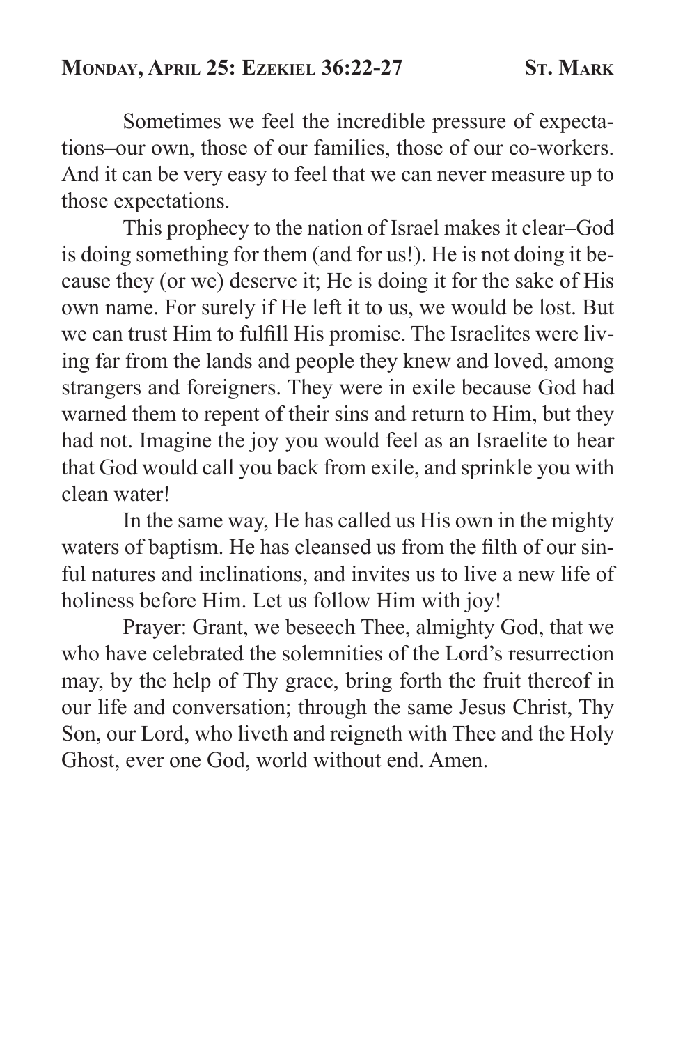## Monday, April 25: Ezekiel 36:22-27 — St. Mark

Sometimes we feel the incredible pressure of expectations–our own, those of our families, those of our co-workers. And it can be very easy to feel that we can never measure up to those expectations.

This prophecy to the nation of Israel makes it clear–God is doing something for them (and for us!). He is not doing it because they (or we) deserve it; He is doing it for the sake of His own name. For surely if He left it to us, we would be lost. But we can trust Him to fulfill His promise. The Israelites were living far from the lands and people they knew and loved, among strangers and foreigners. They were in exile because God had warned them to repent of their sins and return to Him, but they had not. Imagine the joy you would feel as an Israelite to hear that God would call you back from exile, and sprinkle you with clean water!

In the same way, He has called us His own in the mighty waters of baptism. He has cleansed us from the filth of our sinful natures and inclinations, and invites us to live a new life of holiness before Him. Let us follow Him with joy!

Prayer: Grant, we beseech Thee, almighty God, that we who have celebrated the solemnities of the Lord's resurrection may, by the help of Thy grace, bring forth the fruit thereof in our life and conversation; through the same Jesus Christ, Thy Son, our Lord, who liveth and reigneth with Thee and the Holy Ghost, ever one God, world without end. Amen.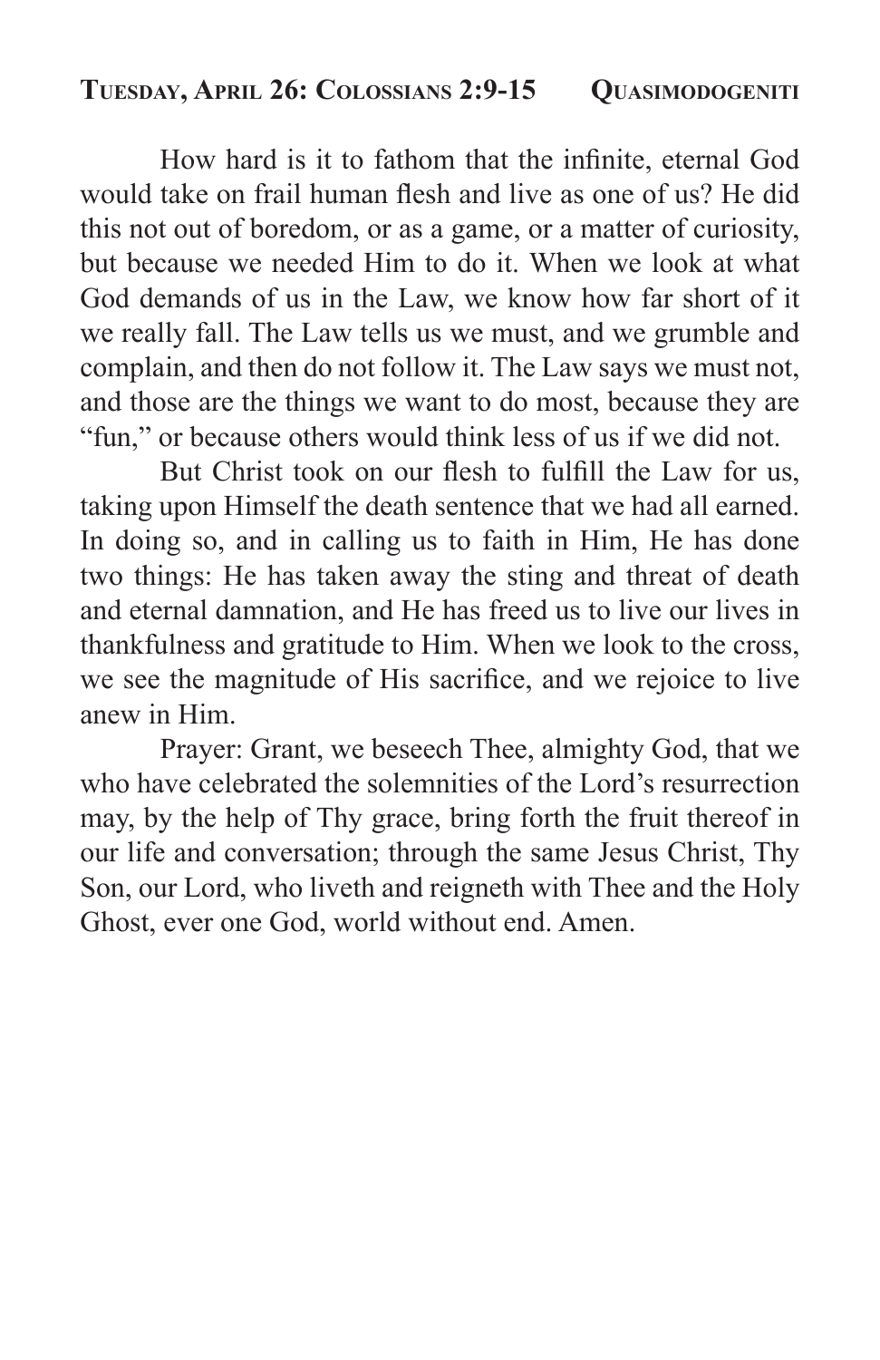**Tuesday, April 26: Colossians 2:9-15 Quasimodogeniti**

How hard is it to fathom that the infinite, eternal God would take on frail human flesh and live as one of us? He did this not out of boredom, or as a game, or a matter of curiosity, but because we needed Him to do it. When we look at what God demands of us in the Law, we know how far short of it we really fall. The Law tells us we must, and we grumble and complain, and then do not follow it. The Law says we must not, and those are the things we want to do most, because they are "fun," or because others would think less of us if we did not.

But Christ took on our flesh to fulfill the Law for us, taking upon Himself the death sentence that we had all earned. In doing so, and in calling us to faith in Him, He has done two things: He has taken away the sting and threat of death and eternal damnation, and He has freed us to live our lives in thankfulness and gratitude to Him. When we look to the cross, we see the magnitude of His sacrifice, and we rejoice to live anew in Him.

Prayer: Grant, we beseech Thee, almighty God, that we who have celebrated the solemnities of the Lord's resurrection may, by the help of Thy grace, bring forth the fruit thereof in our life and conversation; through the same Jesus Christ, Thy Son, our Lord, who liveth and reigneth with Thee and the Holy Ghost, ever one God, world without end. Amen.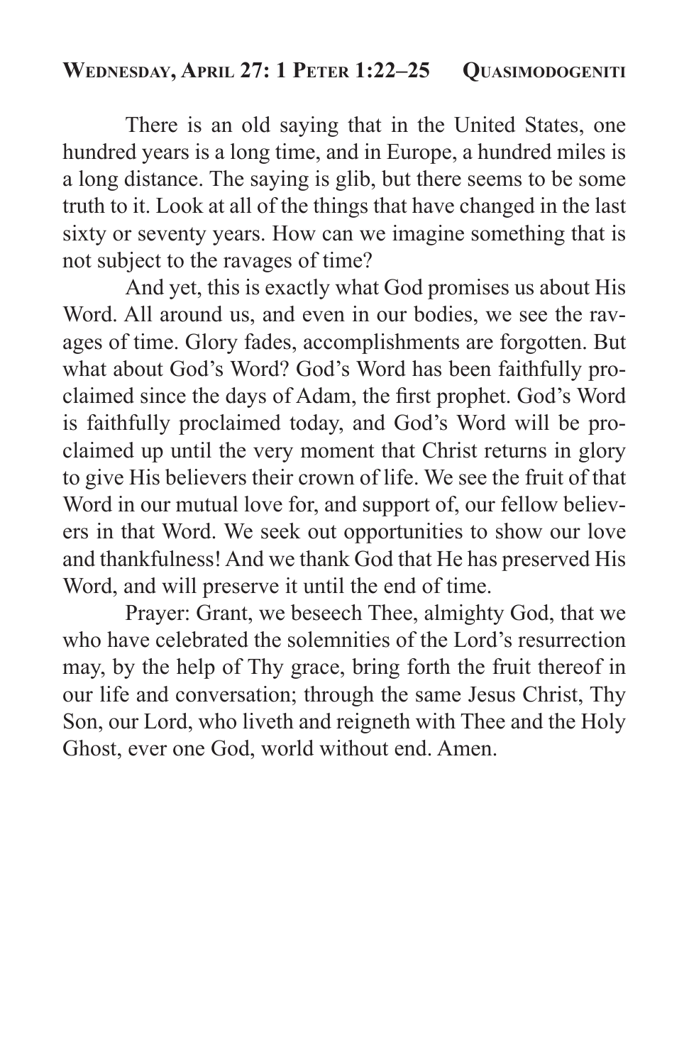## Wednesday, April 27: 1 Peter 1:22–25 — Quasimodogeniti

There is an old saying that in the United States, one hundred years is a long time, and in Europe, a hundred miles is a long distance. The saying is glib, but there seems to be some truth to it. Look at all of the things that have changed in the last sixty or seventy years. How can we imagine something that is not subject to the ravages of time?

And yet, this is exactly what God promises us about His Word. All around us, and even in our bodies, we see the ravages of time. Glory fades, accomplishments are forgotten. But what about God's Word? God's Word has been faithfully proclaimed since the days of Adam, the first prophet. God's Word is faithfully proclaimed today, and God's Word will be proclaimed up until the very moment that Christ returns in glory to give His believers their crown of life. We see the fruit of that Word in our mutual love for, and support of, our fellow believers in that Word. We seek out opportunities to show our love and thankfulness! And we thank God that He has preserved His Word, and will preserve it until the end of time.

Prayer: Grant, we beseech Thee, almighty God, that we who have celebrated the solemnities of the Lord's resurrection may, by the help of Thy grace, bring forth the fruit thereof in our life and conversation; through the same Jesus Christ, Thy Son, our Lord, who liveth and reigneth with Thee and the Holy Ghost, ever one God, world without end. Amen.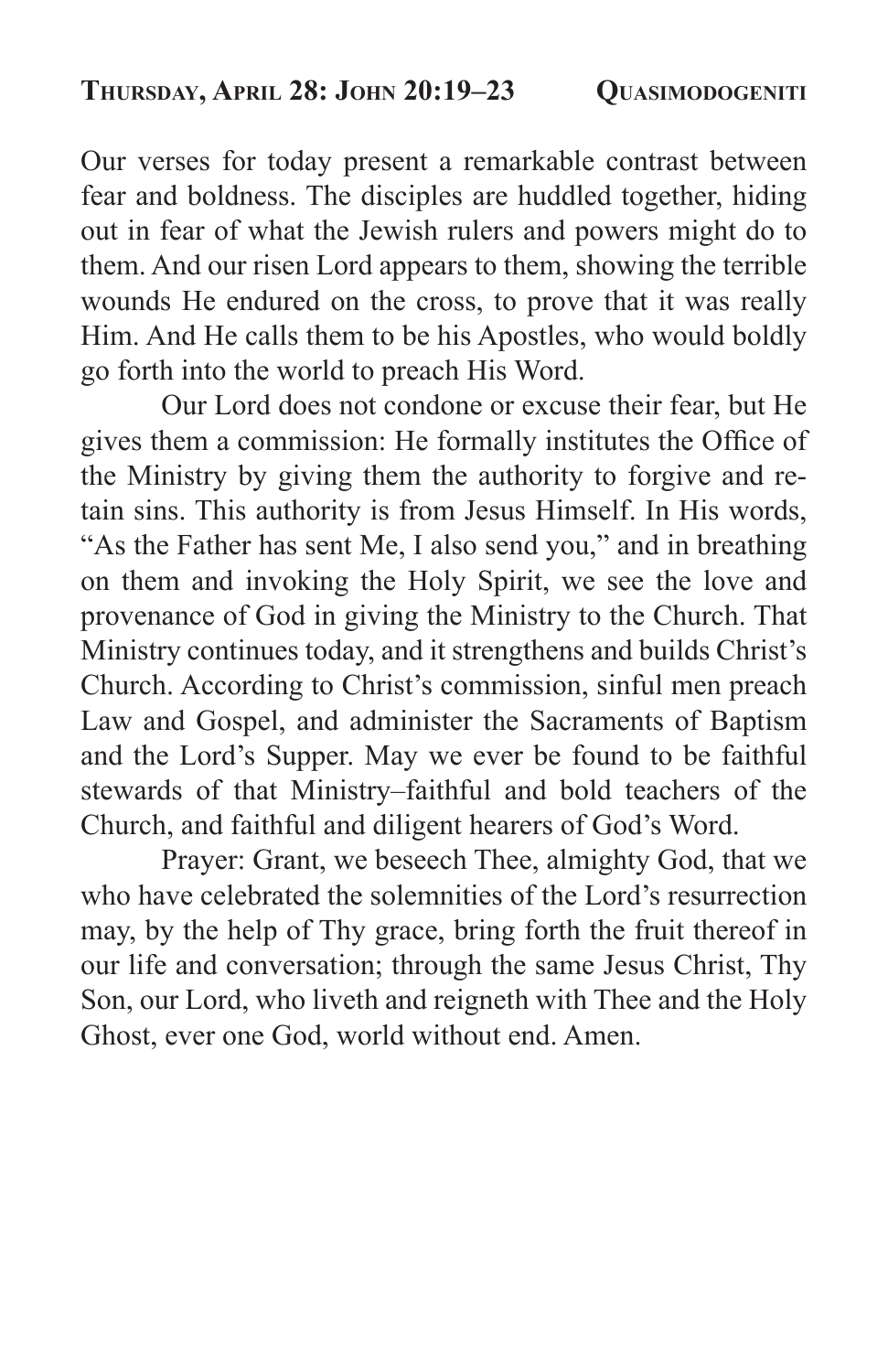**Thursday, April 28: John 20:19–23 Quasimodogeniti**

Our verses for today present a remarkable contrast between fear and boldness. The disciples are huddled together, hiding out in fear of what the Jewish rulers and powers might do to them. And our risen Lord appears to them, showing the terrible wounds He endured on the cross, to prove that it was really Him. And He calls them to be his Apostles, who would boldly go forth into the world to preach His Word.

Our Lord does not condone or excuse their fear, but He gives them a commission: He formally institutes the Office of the Ministry by giving them the authority to forgive and retain sins. This authority is from Jesus Himself. In His words, "As the Father has sent Me, I also send you," and in breathing on them and invoking the Holy Spirit, we see the love and provenance of God in giving the Ministry to the Church. That Ministry continues today, and it strengthens and builds Christ's Church. According to Christ's commission, sinful men preach Law and Gospel, and administer the Sacraments of Baptism and the Lord's Supper. May we ever be found to be faithful stewards of that Ministry–faithful and bold teachers of the Church, and faithful and diligent hearers of God's Word.

Prayer: Grant, we beseech Thee, almighty God, that we who have celebrated the solemnities of the Lord's resurrection may, by the help of Thy grace, bring forth the fruit thereof in our life and conversation; through the same Jesus Christ, Thy Son, our Lord, who liveth and reigneth with Thee and the Holy Ghost, ever one God, world without end. Amen.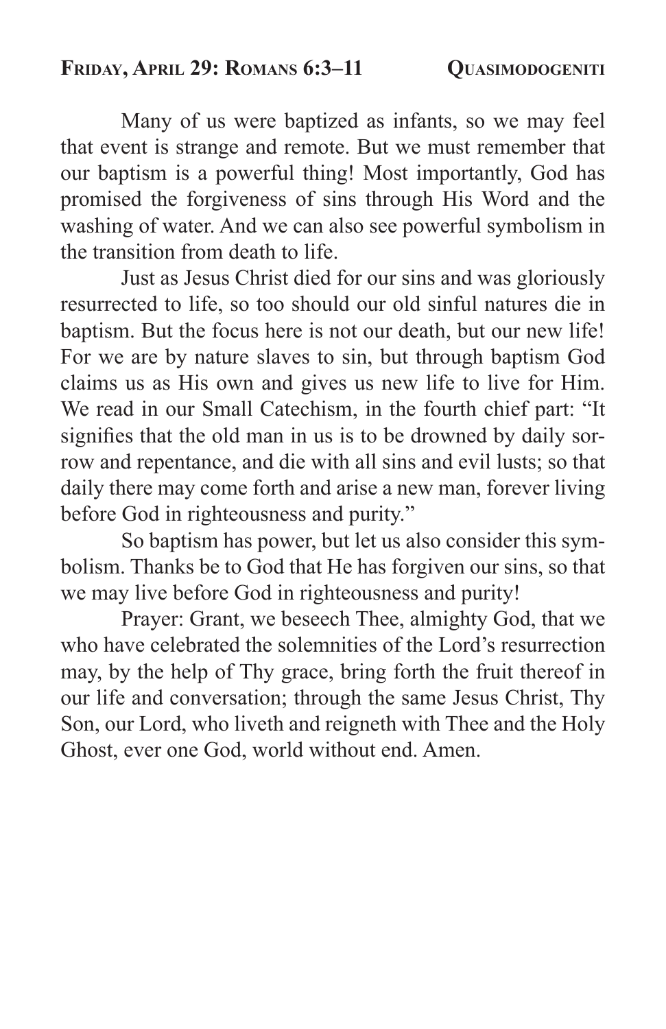## Friday, April 29: Romans 6:3–11 — Quasimodogeniti

Many of us were baptized as infants, so we may feel that event is strange and remote. But we must remember that our baptism is a powerful thing! Most importantly, God has promised the forgiveness of sins through His Word and the washing of water. And we can also see powerful symbolism in the transition from death to life.

Just as Jesus Christ died for our sins and was gloriously resurrected to life, so too should our old sinful natures die in baptism. But the focus here is not our death, but our new life! For we are by nature slaves to sin, but through baptism God claims us as His own and gives us new life to live for Him. We read in our Small Catechism, in the fourth chief part: "It signifies that the old man in us is to be drowned by daily sorrow and repentance, and die with all sins and evil lusts; so that daily there may come forth and arise a new man, forever living before God in righteousness and purity."

So baptism has power, but let us also consider this symbolism. Thanks be to God that He has forgiven our sins, so that we may live before God in righteousness and purity!

Prayer: Grant, we beseech Thee, almighty God, that we who have celebrated the solemnities of the Lord's resurrection may, by the help of Thy grace, bring forth the fruit thereof in our life and conversation; through the same Jesus Christ, Thy Son, our Lord, who liveth and reigneth with Thee and the Holy Ghost, ever one God, world without end. Amen.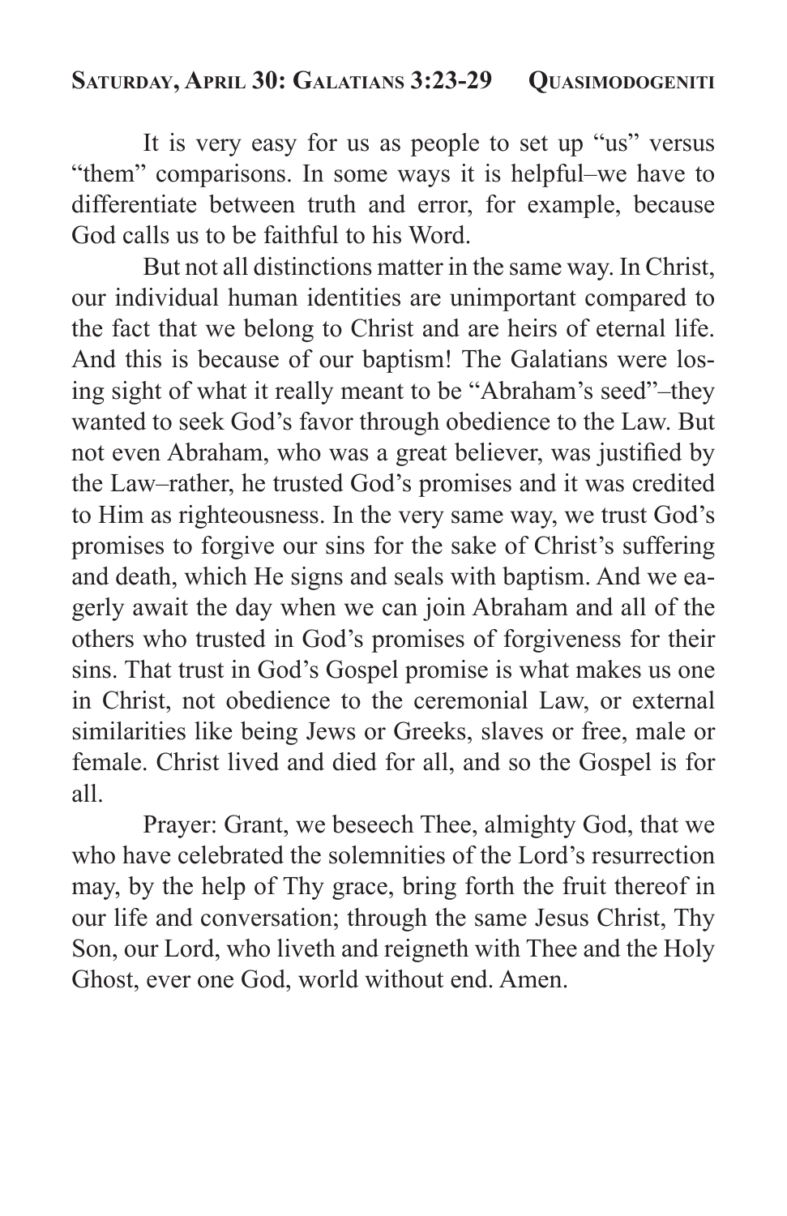## Saturday, April 30: Galatians 3:23-29 Quasimodogeniti

It is very easy for us as people to set up "us" versus "them" comparisons. In some ways it is helpful–we have to differentiate between truth and error, for example, because God calls us to be faithful to his Word.

But not all distinctions matter in the same way. In Christ, our individual human identities are unimportant compared to the fact that we belong to Christ and are heirs of eternal life. And this is because of our baptism! The Galatians were losing sight of what it really meant to be "Abraham's seed"–they wanted to seek God's favor through obedience to the Law. But not even Abraham, who was a great believer, was justified by the Law–rather, he trusted God's promises and it was credited to Him as righteousness. In the very same way, we trust God's promises to forgive our sins for the sake of Christ's suffering and death, which He signs and seals with baptism. And we eagerly await the day when we can join Abraham and all of the others who trusted in God's promises of forgiveness for their sins. That trust in God's Gospel promise is what makes us one in Christ, not obedience to the ceremonial Law, or external similarities like being Jews or Greeks, slaves or free, male or female. Christ lived and died for all, and so the Gospel is for all.

Prayer: Grant, we beseech Thee, almighty God, that we who have celebrated the solemnities of the Lord's resurrection may, by the help of Thy grace, bring forth the fruit thereof in our life and conversation; through the same Jesus Christ, Thy Son, our Lord, who liveth and reigneth with Thee and the Holy Ghost, ever one God, world without end. Amen.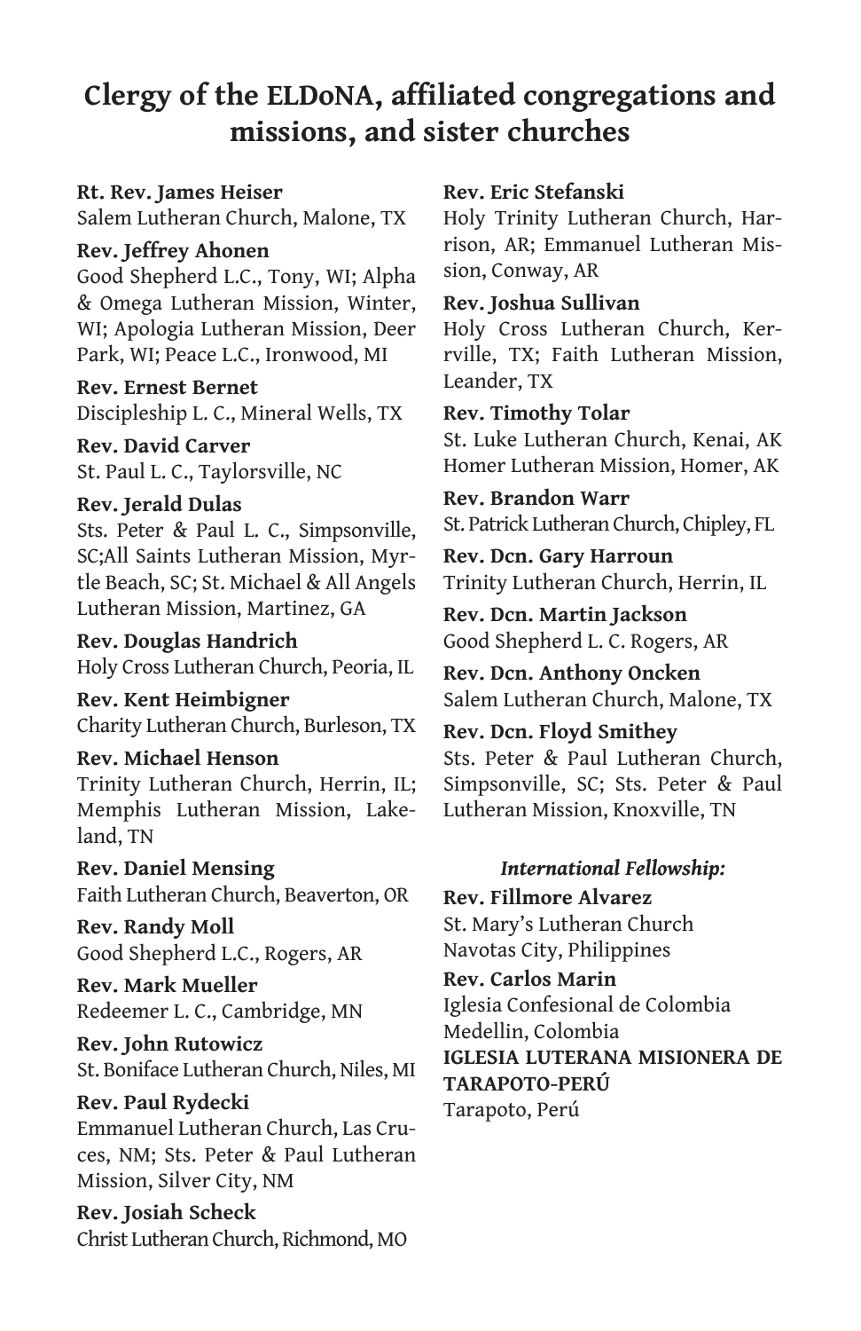# Clergy of the ELDoNA, affiliated congregations and missions, and sister churches

**Rt. Rev. James Heiser**
Salem Lutheran Church, Malone, TX

**Rev. Jeffrey Ahonen**
Good Shepherd L.C., Tony, WI; Alpha & Omega Lutheran Mission, Winter, WI; Apologia Lutheran Mission, Deer Park, WI; Peace L.C., Ironwood, MI

**Rev. Ernest Bernet**
Discipleship L. C., Mineral Wells, TX

**Rev. David Carver**
St. Paul L. C., Taylorsville, NC

**Rev. Jerald Dulas**
Sts. Peter & Paul L. C., Simpsonville, SC;All Saints Lutheran Mission, Myrtle Beach, SC; St. Michael & All Angels Lutheran Mission, Martinez, GA

**Rev. Douglas Handrich**
Holy Cross Lutheran Church, Peoria, IL

**Rev. Kent Heimbigner**
Charity Lutheran Church, Burleson, TX

**Rev. Michael Henson**
Trinity Lutheran Church, Herrin, IL; Memphis Lutheran Mission, Lakeland, TN

**Rev. Daniel Mensing**
Faith Lutheran Church, Beaverton, OR

**Rev. Randy Moll**
Good Shepherd L.C., Rogers, AR

**Rev. Mark Mueller**
Redeemer L. C., Cambridge, MN

**Rev. John Rutowicz**
St. Boniface Lutheran Church, Niles, MI

**Rev. Paul Rydecki**
Emmanuel Lutheran Church, Las Cruces, NM; Sts. Peter & Paul Lutheran Mission, Silver City, NM

**Rev. Josiah Scheck**
Christ Lutheran Church, Richmond, MO

**Rev. Eric Stefanski**
Holy Trinity Lutheran Church, Harrison, AR; Emmanuel Lutheran Mission, Conway, AR

**Rev. Joshua Sullivan**
Holy Cross Lutheran Church, Kerrville, TX; Faith Lutheran Mission, Leander, TX

**Rev. Timothy Tolar**
St. Luke Lutheran Church, Kenai, AK
Homer Lutheran Mission, Homer, AK

**Rev. Brandon Warr**
St. Patrick Lutheran Church, Chipley, FL

**Rev. Dcn. Gary Harroun**
Trinity Lutheran Church, Herrin, IL

**Rev. Dcn. Martin Jackson**
Good Shepherd L. C. Rogers, AR

**Rev. Dcn. Anthony Oncken**
Salem Lutheran Church, Malone, TX

**Rev. Dcn. Floyd Smithey**
Sts. Peter & Paul Lutheran Church, Simpsonville, SC; Sts. Peter & Paul Lutheran Mission, Knoxville, TN

***International Fellowship:***

**Rev. Fillmore Alvarez**
St. Mary's Lutheran Church
Navotas City, Philippines

**Rev. Carlos Marin**
Iglesia Confesional de Colombia
Medellin, Colombia

**IGLESIA LUTERANA MISIONERA DE TARAPOTO-PERÚ**
Tarapoto, Perú